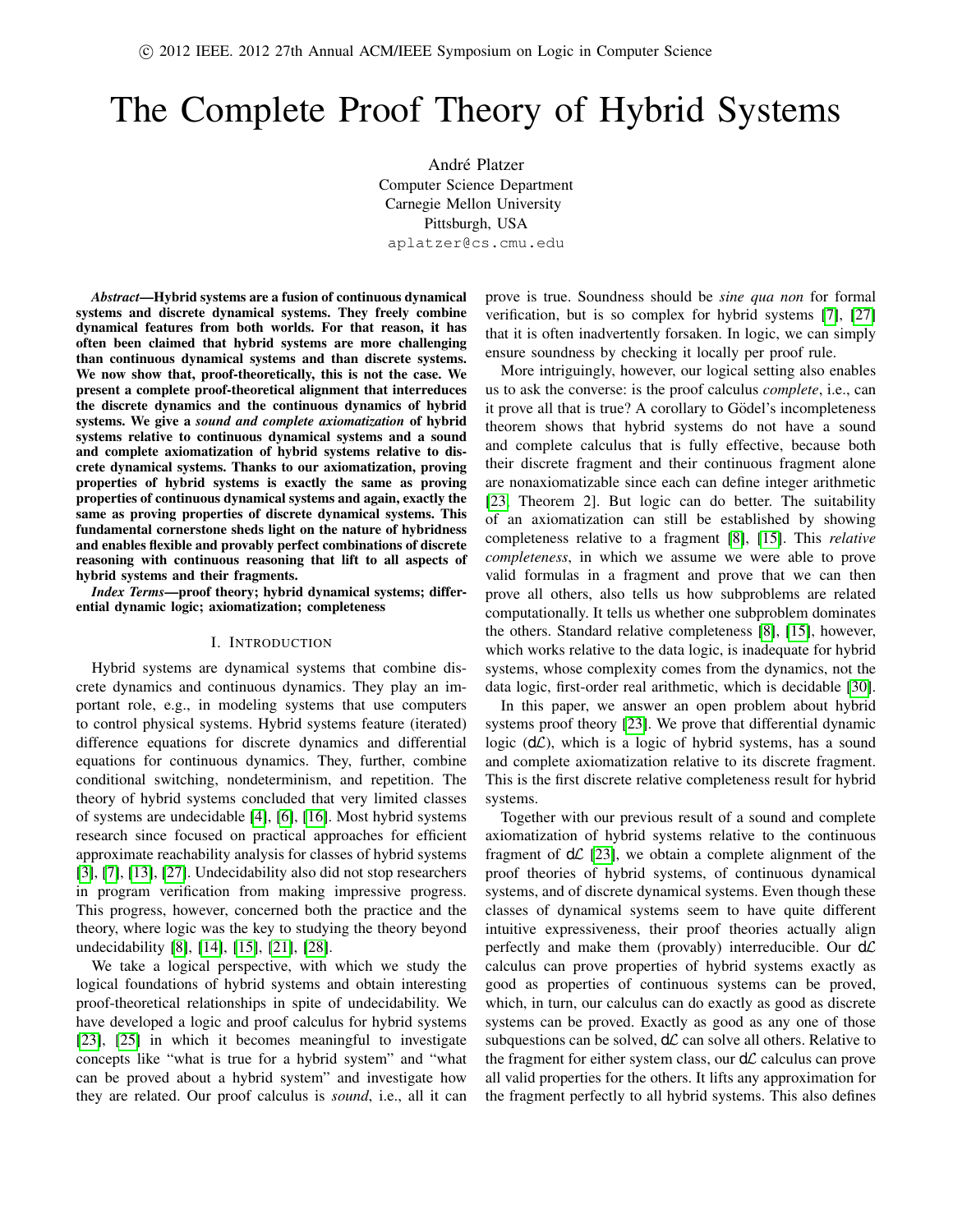© 2012 IEEE. 2012 27th Annual ACM/IEEE Symposium on Logic in Computer Science

# The Complete Proof Theory of Hybrid Systems

André Platzer
Computer Science Department
Carnegie Mellon University
Pittsburgh, USA
aplatzer@cs.cmu.edu

***Abstract*—Hybrid systems are a fusion of continuous dynamical systems and discrete dynamical systems. They freely combine dynamical features from both worlds. For that reason, it has often been claimed that hybrid systems are more challenging than continuous dynamical systems and than discrete systems. We now show that, proof-theoretically, this is not the case. We present a complete proof-theoretical alignment that interreduces the discrete dynamics and the continuous dynamics of hybrid systems. We give a *sound and complete axiomatization* of hybrid systems relative to continuous dynamical systems and a sound and complete axiomatization of hybrid systems relative to discrete dynamical systems. Thanks to our axiomatization, proving properties of hybrid systems is exactly the same as proving properties of continuous dynamical systems and again, exactly the same as proving properties of discrete dynamical systems. This fundamental cornerstone sheds light on the nature of hybridness and enables flexible and provably perfect combinations of discrete reasoning with continuous reasoning that lift to all aspects of hybrid systems and their fragments.**

***Index Terms*—proof theory; hybrid dynamical systems; differential dynamic logic; axiomatization; completeness**

## I. Introduction

Hybrid systems are dynamical systems that combine discrete dynamics and continuous dynamics. They play an important role, e.g., in modeling systems that use computers to control physical systems. Hybrid systems feature (iterated) difference equations for discrete dynamics and differential equations for continuous dynamics. They, further, combine conditional switching, nondeterminism, and repetition. The theory of hybrid systems concluded that very limited classes of systems are undecidable [4], [6], [16]. Most hybrid systems research since focused on practical approaches for efficient approximate reachability analysis for classes of hybrid systems [3], [7], [13], [27]. Undecidability also did not stop researchers in program verification from making impressive progress. This progress, however, concerned both the practice and the theory, where logic was the key to studying the theory beyond undecidability [8], [14], [15], [21], [28].

We take a logical perspective, with which we study the logical foundations of hybrid systems and obtain interesting proof-theoretical relationships in spite of undecidability. We have developed a logic and proof calculus for hybrid systems [23], [25] in which it becomes meaningful to investigate concepts like "what is true for a hybrid system" and "what can be proved about a hybrid system" and investigate how they are related. Our proof calculus is *sound*, i.e., all it can prove is true. Soundness should be *sine qua non* for formal verification, but is so complex for hybrid systems [7], [27] that it is often inadvertently forsaken. In logic, we can simply ensure soundness by checking it locally per proof rule.

More intriguingly, however, our logical setting also enables us to ask the converse: is the proof calculus *complete*, i.e., can it prove all that is true? A corollary to Gödel's incompleteness theorem shows that hybrid systems do not have a sound and complete calculus that is fully effective, because both their discrete fragment and their continuous fragment alone are nonaxiomatizable since each can define integer arithmetic [23, Theorem 2]. But logic can do better. The suitability of an axiomatization can still be established by showing completeness relative to a fragment [8], [15]. This *relative completeness*, in which we assume we were able to prove valid formulas in a fragment and prove that we can then prove all others, also tells us how subproblems are related computationally. It tells us whether one subproblem dominates the others. Standard relative completeness [8], [15], however, which works relative to the data logic, is inadequate for hybrid systems, whose complexity comes from the dynamics, not the data logic, first-order real arithmetic, which is decidable [30].

In this paper, we answer an open problem about hybrid systems proof theory [23]. We prove that differential dynamic logic ($d\mathcal{L}$), which is a logic of hybrid systems, has a sound and complete axiomatization relative to its discrete fragment. This is the first discrete relative completeness result for hybrid systems.

Together with our previous result of a sound and complete axiomatization of hybrid systems relative to the continuous fragment of $d\mathcal{L}$ [23], we obtain a complete alignment of the proof theories of hybrid systems, of continuous dynamical systems, and of discrete dynamical systems. Even though these classes of dynamical systems seem to have quite different intuitive expressiveness, their proof theories actually align perfectly and make them (provably) interreducible. Our $d\mathcal{L}$ calculus can prove properties of hybrid systems exactly as good as properties of continuous systems can be proved, which, in turn, our calculus can do exactly as good as discrete systems can be proved. Exactly as good as any one of those subquestions can be solved, $d\mathcal{L}$ can solve all others. Relative to the fragment for either system class, our $d\mathcal{L}$ calculus can prove all valid properties for the others. It lifts any approximation for the fragment perfectly to all hybrid systems. This also defines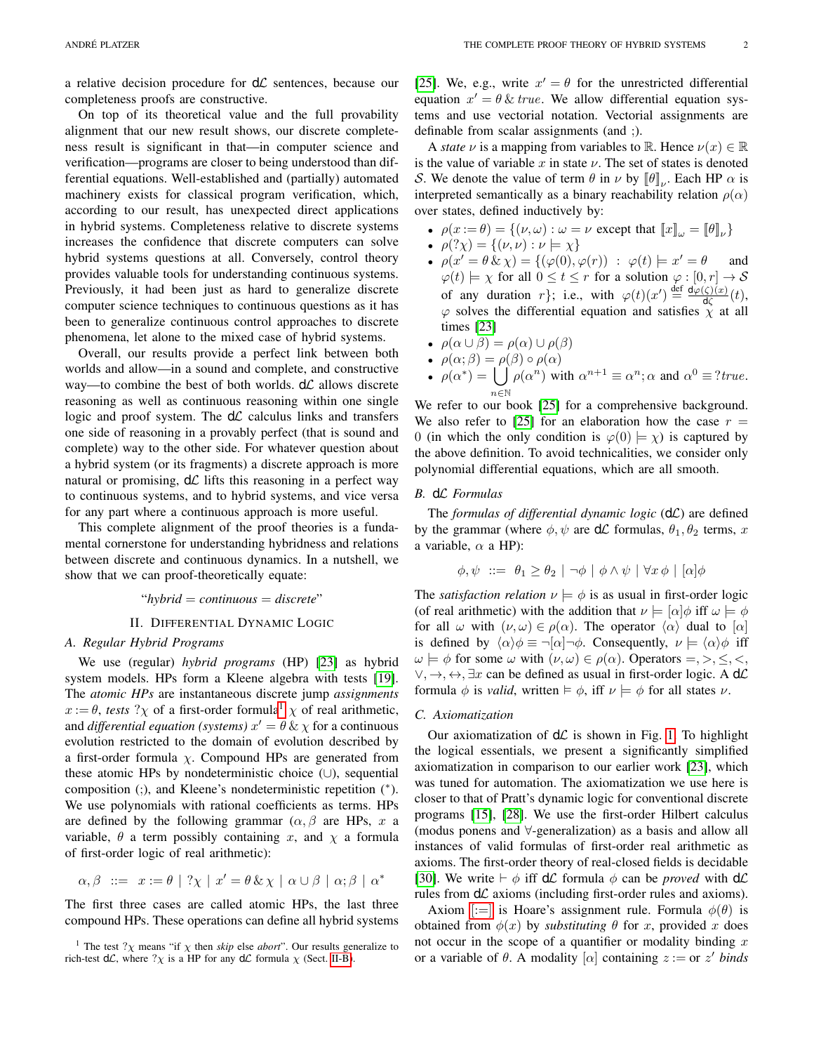a relative decision procedure for d$\mathcal{L}$ sentences, because our completeness proofs are constructive.

On top of its theoretical value and the full provability alignment that our new result shows, our discrete completeness result is significant in that—in computer science and verification—programs are closer to being understood than differential equations. Well-established and (partially) automated machinery exists for classical program verification, which, according to our result, has unexpected direct applications in hybrid systems. Completeness relative to discrete systems increases the confidence that discrete computers can solve hybrid systems questions at all. Conversely, control theory provides valuable tools for understanding continuous systems. Previously, it had been just as hard to generalize discrete computer science techniques to continuous questions as it has been to generalize continuous control approaches to discrete phenomena, let alone to the mixed case of hybrid systems.

Overall, our results provide a perfect link between both worlds and allow—in a sound and complete, and constructive way—to combine the best of both worlds. d$\mathcal{L}$ allows discrete reasoning as well as continuous reasoning within one single logic and proof system. The d$\mathcal{L}$ calculus links and transfers one side of reasoning in a provably perfect (that is sound and complete) way to the other side. For whatever question about a hybrid system (or its fragments) a discrete approach is more natural or promising, d$\mathcal{L}$ lifts this reasoning in a perfect way to continuous systems, and to hybrid systems, and vice versa for any part where a continuous approach is more useful.

This complete alignment of the proof theories is a fundamental cornerstone for understanding hybridness and relations between discrete and continuous dynamics. In a nutshell, we show that we can proof-theoretically equate:

"*hybrid* = *continuous* = *discrete*"

## II. Differential Dynamic Logic

### A. Regular Hybrid Programs

We use (regular) *hybrid programs* (HP) [23] as hybrid system models. HPs form a Kleene algebra with tests [19]. The *atomic HPs* are instantaneous discrete jump *assignments* $x := \theta$, *tests* $?\chi$ of a first-order formula[1] $\chi$ of real arithmetic, and *differential equation (systems)* $x' = \theta \,\&\, \chi$ for a continuous evolution restricted to the domain of evolution described by a first-order formula $\chi$. Compound HPs are generated from these atomic HPs by nondeterministic choice ($\cup$), sequential composition (;), and Kleene's nondeterministic repetition ($^*$). We use polynomials with rational coefficients as terms. HPs are defined by the following grammar ($\alpha, \beta$ are HPs, $x$ a variable, $\theta$ a term possibly containing $x$, and $\chi$ a formula of first-order logic of real arithmetic):

$$\alpha, \beta \;::=\; x := \theta \mid ?\chi \mid x' = \theta \,\&\, \chi \mid \alpha \cup \beta \mid \alpha;\beta \mid \alpha^*$$

The first three cases are called atomic HPs, the last three compound HPs. These operations can define all hybrid systems [25]. We, e.g., write $x' = \theta$ for the unrestricted differential equation $x' = \theta \,\&\, true$. We allow differential equation systems and use vectorial notation. Vectorial assignments are definable from scalar assignments (and ;).

A *state* $\nu$ is a mapping from variables to $\mathbb{R}$. Hence $\nu(x) \in \mathbb{R}$ is the value of variable $x$ in state $\nu$. The set of states is denoted $\mathcal{S}$. We denote the value of term $\theta$ in $\nu$ by $[\![\theta]\!]_\nu$. Each HP $\alpha$ is interpreted semantically as a binary reachability relation $\rho(\alpha)$ over states, defined inductively by:

- $\rho(x := \theta) = \{(\nu, \omega) : \omega = \nu \text{ except that } [\![x]\!]_\omega = [\![\theta]\!]_\nu\}$
- $\rho(?\chi) = \{(\nu, \nu) : \nu \models \chi\}$
- $\rho(x' = \theta \,\&\, \chi) = \{(\varphi(0), \varphi(r)) \;:\; \varphi(t) \models x' = \theta$ and $\varphi(t) \models \chi$ for all $0 \le t \le r$ for a solution $\varphi : [0, r] \to \mathcal{S}$ of any duration $r\}$; i.e., with $\varphi(t)(x') \stackrel{\text{def}}{=} \frac{\mathrm{d}\varphi(\zeta)(x)}{\mathrm{d}\zeta}(t)$, $\varphi$ solves the differential equation and satisfies $\chi$ at all times [23]
- $\rho(\alpha \cup \beta) = \rho(\alpha) \cup \rho(\beta)$
- $\rho(\alpha;\beta) = \rho(\beta) \circ \rho(\alpha)$
- $\rho(\alpha^*) = \bigcup_{n \in \mathbb{N}} \rho(\alpha^n)$ with $\alpha^{n+1} \equiv \alpha^n;\alpha$ and $\alpha^0 \equiv ?true$.

We refer to our book [25] for a comprehensive background. We also refer to [25] for an elaboration how the case $r = 0$ (in which the only condition is $\varphi(0) \models \chi$) is captured by the above definition. To avoid technicalities, we consider only polynomial differential equations, which are all smooth.

### B. d$\mathcal{L}$ Formulas

The *formulas of differential dynamic logic* (d$\mathcal{L}$) are defined by the grammar (where $\phi, \psi$ are d$\mathcal{L}$ formulas, $\theta_1, \theta_2$ terms, $x$ a variable, $\alpha$ a HP):

$$\phi, \psi \;::=\; \theta_1 \ge \theta_2 \mid \neg\phi \mid \phi \wedge \psi \mid \forall x\, \phi \mid [\alpha]\phi$$

The *satisfaction relation* $\nu \models \phi$ is as usual in first-order logic (of real arithmetic) with the addition that $\nu \models [\alpha]\phi$ iff $\omega \models \phi$ for all $\omega$ with $(\nu, \omega) \in \rho(\alpha)$. The operator $\langle\alpha\rangle$ dual to $[\alpha]$ is defined by $\langle\alpha\rangle\phi \equiv \neg[\alpha]\neg\phi$. Consequently, $\nu \models \langle\alpha\rangle\phi$ iff $\omega \models \phi$ for some $\omega$ with $(\nu, \omega) \in \rho(\alpha)$. Operators $=, >, \le, <, \vee, \rightarrow, \leftrightarrow, \exists x$ can be defined as usual in first-order logic. A d$\mathcal{L}$ formula $\phi$ is *valid*, written $\models \phi$, iff $\nu \models \phi$ for all states $\nu$.

### C. Axiomatization

Our axiomatization of d$\mathcal{L}$ is shown in Fig. 1. To highlight the logical essentials, we present a significantly simplified axiomatization in comparison to our earlier work [23], which was tuned for automation. The axiomatization we use here is closer to that of Pratt's dynamic logic for conventional discrete programs [15], [28]. We use the first-order Hilbert calculus (modus ponens and $\forall$-generalization) as a basis and allow all instances of valid formulas of first-order real arithmetic as axioms. The first-order theory of real-closed fields is decidable [30]. We write $\vdash \phi$ iff d$\mathcal{L}$ formula $\phi$ can be *proved* with d$\mathcal{L}$ rules from d$\mathcal{L}$ axioms (including first-order rules and axioms).

Axiom [:=] is Hoare's assignment rule. Formula $\phi(\theta)$ is obtained from $\phi(x)$ by *substituting* $\theta$ for $x$, provided $x$ does not occur in the scope of a quantifier or modality binding $x$ or a variable of $\theta$. A modality $[\alpha]$ containing $z :=$ or $z'$ *binds*

[1] The test $?\chi$ means "if $\chi$ then *skip* else *abort*". Our results generalize to rich-test d$\mathcal{L}$, where $?\chi$ is a HP for any d$\mathcal{L}$ formula $\chi$ (Sect. II-B).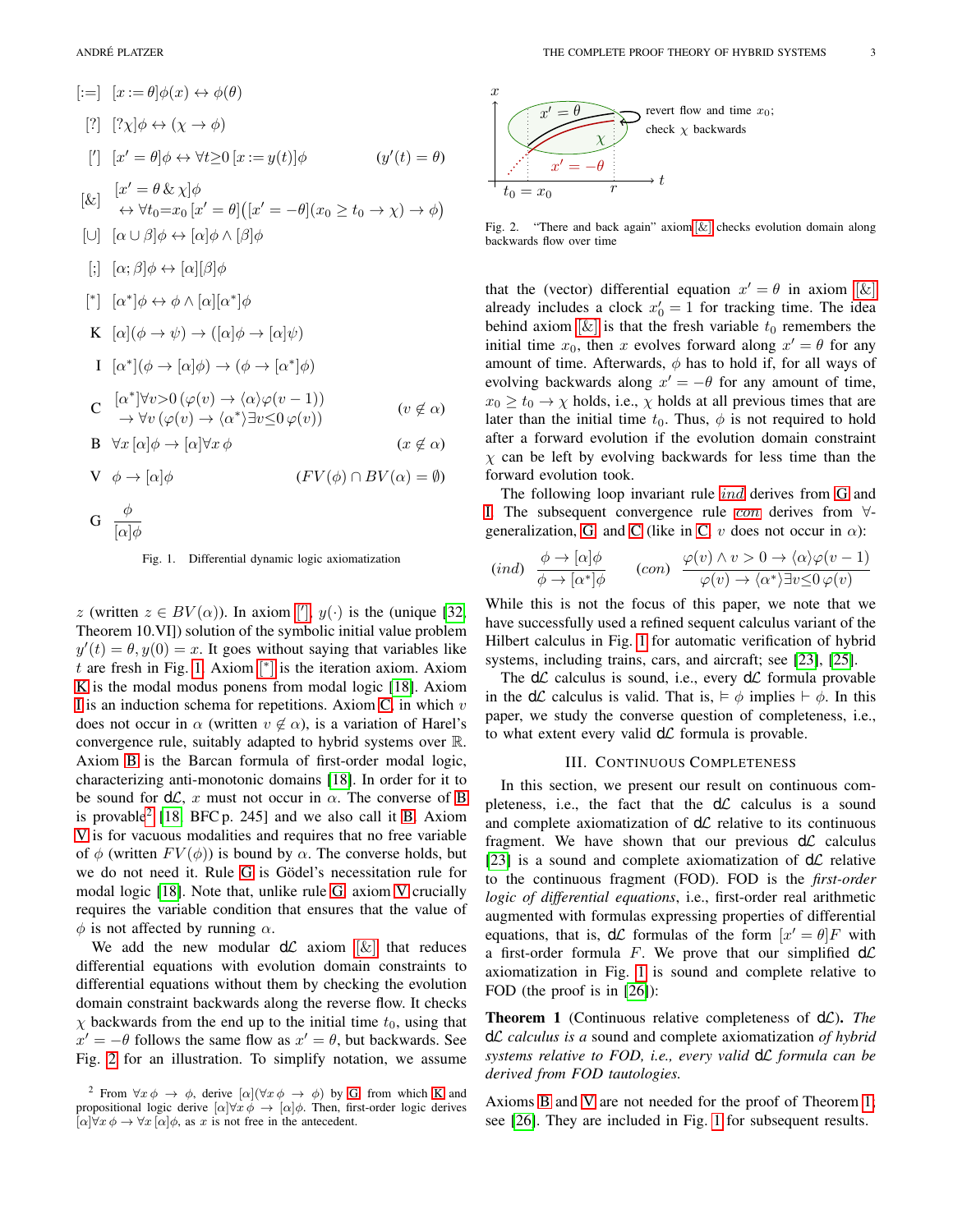$$
\begin{aligned}
&[:=] \quad [x := \theta]\phi(x) \leftrightarrow \phi(\theta) \\
&[?] \quad [?\chi]\phi \leftrightarrow (\chi \rightarrow \phi) \\
&['] \quad [x' = \theta]\phi \leftrightarrow \forall t{\geq}0\, [x := y(t)]\phi \qquad (y'(t) = \theta) \\
&[\&] \quad [x' = \theta \,\&\, \chi]\phi \\
&\qquad \leftrightarrow \forall t_0{=}x_0\, [x' = \theta]\big([x' = -\theta](x_0 \geq t_0 \rightarrow \chi) \rightarrow \phi\big) \\
&[\cup] \quad [\alpha \cup \beta]\phi \leftrightarrow [\alpha]\phi \wedge [\beta]\phi \\
&[;] \quad [\alpha; \beta]\phi \leftrightarrow [\alpha][\beta]\phi \\
&[^*] \quad [\alpha^*]\phi \leftrightarrow \phi \wedge [\alpha][\alpha^*]\phi \\
&\text{K} \quad [\alpha](\phi \rightarrow \psi) \rightarrow ([\alpha]\phi \rightarrow [\alpha]\psi) \\
&\text{I} \quad [\alpha^*](\phi \rightarrow [\alpha]\phi) \rightarrow (\phi \rightarrow [\alpha^*]\phi) \\
&\text{C} \quad [\alpha^*]\forall v{>}0\, (\varphi(v) \rightarrow \langle\alpha\rangle\varphi(v-1)) \\
&\qquad \rightarrow \forall v\, (\varphi(v) \rightarrow \langle\alpha^*\rangle\exists v{\leq}0\, \varphi(v)) \qquad (v \notin \alpha) \\
&\text{B} \quad \forall x\, [\alpha]\phi \rightarrow [\alpha]\forall x\, \phi \qquad (x \notin \alpha) \\
&\text{V} \quad \phi \rightarrow [\alpha]\phi \qquad (FV(\phi) \cap BV(\alpha) = \emptyset) \\
&\text{G} \quad \frac{\phi}{[\alpha]\phi}
\end{aligned}
$$

Fig. 1. Differential dynamic logic axiomatization

$z$ (written $z \in BV(\alpha)$). In axiom ['], $y(\cdot)$ is the (unique [32, Theorem 10.VI]) solution of the symbolic initial value problem $y'(t) = \theta, y(0) = x$. It goes without saying that variables like $t$ are fresh in Fig. 1. Axiom [*] is the iteration axiom. Axiom K is the modal modus ponens from modal logic [18]. Axiom I is an induction schema for repetitions. Axiom C, in which $v$ does not occur in $\alpha$ (written $v \notin \alpha$), is a variation of Harel's convergence rule, suitably adapted to hybrid systems over $\mathbb{R}$. Axiom B is the Barcan formula of first-order modal logic, characterizing anti-monotonic domains [18]. In order for it to be sound for d$\mathcal{L}$, $x$ must not occur in $\alpha$. The converse of B is provable[2] [18, BFC p. 245] and we also call it B. Axiom V is for vacuous modalities and requires that no free variable of $\phi$ (written $FV(\phi)$) is bound by $\alpha$. The converse holds, but we do not need it. Rule G is Gödel's necessitation rule for modal logic [18]. Note that, unlike rule G, axiom V crucially requires the variable condition that ensures that the value of $\phi$ is not affected by running $\alpha$.

We add the new modular d$\mathcal{L}$ axiom [&] that reduces differential equations with evolution domain constraints to differential equations without them by checking the evolution domain constraint backwards along the reverse flow. It checks $\chi$ backwards from the end up to the initial time $t_0$, using that $x' = -\theta$ follows the same flow as $x' = \theta$, but backwards. See Fig. 2 for an illustration. To simplify notation, we assume

[2] From $\forall x\, \phi \rightarrow \phi$, derive $[\alpha](\forall x\, \phi \rightarrow \phi)$ by G, from which K and propositional logic derive $[\alpha]\forall x\, \phi \rightarrow [\alpha]\phi$. Then, first-order logic derives $[\alpha]\forall x\, \phi \rightarrow \forall x\, [\alpha]\phi$, as $x$ is not free in the antecedent.

Fig. 2. "There and back again" axiom [&] checks evolution domain along backwards flow over time

that the (vector) differential equation $x' = \theta$ in axiom [&] already includes a clock $x_0' = 1$ for tracking time. The idea behind axiom [&] is that the fresh variable $t_0$ remembers the initial time $x_0$, then $x$ evolves forward along $x' = \theta$ for any amount of time. Afterwards, $\phi$ has to hold if, for all ways of evolving backwards along $x' = -\theta$ for any amount of time, $x_0 \geq t_0 \rightarrow \chi$ holds, i.e., $\chi$ holds at all previous times that are later than the initial time $t_0$. Thus, $\phi$ is not required to hold after a forward evolution if the evolution domain constraint $\chi$ can be left by evolving backwards for less time than the forward evolution took.

The following loop invariant rule *ind* derives from G and I. The subsequent convergence rule *con* derives from $\forall$-generalization, G, and C (like in C, $v$ does not occur in $\alpha$):

$$
(ind)\ \frac{\phi \rightarrow [\alpha]\phi}{\phi \rightarrow [\alpha^*]\phi} \qquad (con)\ \frac{\varphi(v) \wedge v > 0 \rightarrow \langle\alpha\rangle\varphi(v-1)}{\varphi(v) \rightarrow \langle\alpha^*\rangle\exists v{\leq}0\, \varphi(v)}
$$

While this is not the focus of this paper, we note that we have successfully used a refined sequent calculus variant of the Hilbert calculus in Fig. 1 for automatic verification of hybrid systems, including trains, cars, and aircraft; see [23], [25].

The d$\mathcal{L}$ calculus is sound, i.e., every d$\mathcal{L}$ formula provable in the d$\mathcal{L}$ calculus is valid. That is, $\vDash \phi$ implies $\vdash \phi$. In this paper, we study the converse question of completeness, i.e., to what extent every valid d$\mathcal{L}$ formula is provable.

## III. Continuous Completeness

In this section, we present our result on continuous completeness, i.e., the fact that the d$\mathcal{L}$ calculus is a sound and complete axiomatization of d$\mathcal{L}$ relative to its continuous fragment. We have shown that our previous d$\mathcal{L}$ calculus [23] is a sound and complete axiomatization of d$\mathcal{L}$ relative to the continuous fragment (FOD). FOD is the *first-order logic of differential equations*, i.e., first-order real arithmetic augmented with formulas expressing properties of differential equations, that is, d$\mathcal{L}$ formulas of the form $[x' = \theta]F$ with a first-order formula $F$. We prove that our simplified d$\mathcal{L}$ axiomatization in Fig. 1 is sound and complete relative to FOD (the proof is in [26]):

**Theorem 1** (Continuous relative completeness of d$\mathcal{L}$). *The* d$\mathcal{L}$ *calculus is a* sound and complete axiomatization *of hybrid systems relative to FOD, i.e., every valid* d$\mathcal{L}$ *formula can be derived from FOD tautologies.*

Axioms B and V are not needed for the proof of Theorem 1, see [26]. They are included in Fig. 1 for subsequent results.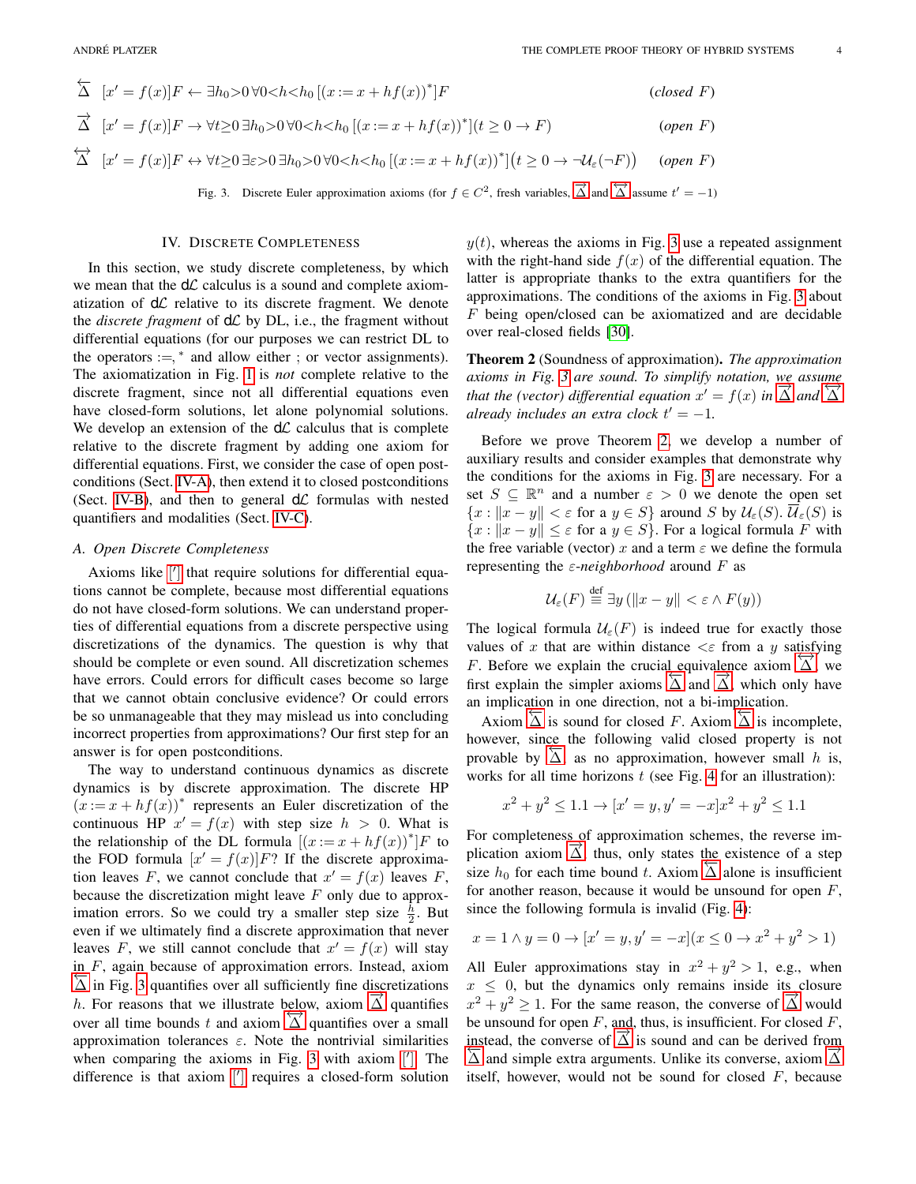$$\overleftarrow{\Delta}\quad [x'=f(x)]F \leftarrow \exists h_0{>}0\, \forall 0{<}h{<}h_0\, [(x:=x+hf(x))^*]F \qquad (\textit{closed } F)$$

$$\overrightarrow{\Delta}\quad [x'=f(x)]F \rightarrow \forall t{\geq}0\, \exists h_0{>}0\, \forall 0{<}h{<}h_0\, [(x:=x+hf(x))^*](t\geq 0 \rightarrow F) \qquad (\textit{open } F)$$

$$\overleftrightarrow{\Delta}\quad [x'=f(x)]F \leftrightarrow \forall t{\geq}0\, \exists \varepsilon{>}0\, \exists h_0{>}0\, \forall 0{<}h{<}h_0\, [(x:=x+hf(x))^*]\big(t\geq 0 \rightarrow \neg \mathcal{U}_\varepsilon(\neg F)\big) \qquad (\textit{open } F)$$

Fig. 3. Discrete Euler approximation axioms (for $f \in C^2$, fresh variables, $\overrightarrow{\Delta}$ and $\overleftrightarrow{\Delta}$ assume $t' = -1$)

## IV. Discrete Completeness

In this section, we study discrete completeness, by which we mean that the d$\mathcal{L}$ calculus is a sound and complete axiomatization of d$\mathcal{L}$ relative to its discrete fragment. We denote the *discrete fragment* of d$\mathcal{L}$ by DL, i.e., the fragment without differential equations (for our purposes we can restrict DL to the operators $:=,^*$ and allow either ; or vector assignments). The axiomatization in Fig. 1 is *not* complete relative to the discrete fragment, since not all differential equations even have closed-form solutions, let alone polynomial solutions. We develop an extension of the d$\mathcal{L}$ calculus that is complete relative to the discrete fragment by adding one axiom for differential equations. First, we consider the case of open postconditions (Sect. IV-A), then extend it to closed postconditions (Sect. IV-B), and then to general d$\mathcal{L}$ formulas with nested quantifiers and modalities (Sect. IV-C).

### A. Open Discrete Completeness

Axioms like [′] that require solutions for differential equations cannot be complete, because most differential equations do not have closed-form solutions. We can understand properties of differential equations from a discrete perspective using discretizations of the dynamics. The question is why that should be complete or even sound. All discretization schemes have errors. Could errors for difficult cases become so large that we cannot obtain conclusive evidence? Or could errors be so unmanageable that they may mislead us into concluding incorrect properties from approximations? Our first step for an answer is for open postconditions.

The way to understand continuous dynamics as discrete dynamics is by discrete approximation. The discrete HP $(x:=x+hf(x))^*$ represents an Euler discretization of the continuous HP $x'=f(x)$ with step size $h>0$. What is the relationship of the DL formula $[(x:=x+hf(x))^*]F$ to the FOD formula $[x'=f(x)]F$? If the discrete approximation leaves $F$, we cannot conclude that $x'=f(x)$ leaves $F$, because the discretization might leave $F$ only due to approximation errors. So we could try a smaller step size $\frac{h}{2}$. But even if we ultimately find a discrete approximation that never leaves $F$, we still cannot conclude that $x'=f(x)$ will stay in $F$, again because of approximation errors. Instead, axiom $\overleftarrow{\Delta}$ in Fig. 3 quantifies over all sufficiently fine discretizations $h$. For reasons that we illustrate below, axiom $\overrightarrow{\Delta}$ quantifies over all time bounds $t$ and axiom $\overleftrightarrow{\Delta}$ quantifies over a small approximation tolerances $\varepsilon$. Note the nontrivial similarities when comparing the axioms in Fig. 3 with axiom [′]. The difference is that axiom [′] requires a closed-form solution $y(t)$, whereas the axioms in Fig. 3 use a repeated assignment with the right-hand side $f(x)$ of the differential equation. The latter is appropriate thanks to the extra quantifiers for the approximations. The conditions of the axioms in Fig. 3 about $F$ being open/closed can be axiomatized and are decidable over real-closed fields [30].

**Theorem 2** (Soundness of approximation). *The approximation axioms in Fig. 3 are sound. To simplify notation, we assume that the (vector) differential equation $x'=f(x)$ in $\overrightarrow{\Delta}$ and $\overleftrightarrow{\Delta}$ already includes an extra clock $t'=-1$.*

Before we prove Theorem 2, we develop a number of auxiliary results and consider examples that demonstrate why the conditions for the axioms in Fig. 3 are necessary. For a set $S\subseteq\mathbb{R}^n$ and a number $\varepsilon>0$ we denote the open set $\{x : \|x-y\|<\varepsilon \text{ for a } y\in S\}$ around $S$ by $\mathcal{U}_\varepsilon(S)$. $\overline{\mathcal{U}}_\varepsilon(S)$ is $\{x : \|x-y\|\leq\varepsilon \text{ for a } y\in S\}$. For a logical formula $F$ with the free variable (vector) $x$ and a term $\varepsilon$ we define the formula representing the *$\varepsilon$-neighborhood* around $F$ as

$$\mathcal{U}_\varepsilon(F) \overset{\text{def}}{\equiv} \exists y\,(\|x-y\|<\varepsilon \wedge F(y))$$

The logical formula $\mathcal{U}_\varepsilon(F)$ is indeed true for exactly those values of $x$ that are within distance $<\varepsilon$ from a $y$ satisfying $F$. Before we explain the crucial equivalence axiom $\overleftrightarrow{\Delta}$ we first explain the simpler axioms $\overleftarrow{\Delta}$ and $\overrightarrow{\Delta}$, which only have an implication in one direction, not a bi-implication.

Axiom $\overleftarrow{\Delta}$ is sound for closed $F$. Axiom $\overleftarrow{\Delta}$ is incomplete, however, since the following valid closed property is not provable by $\overleftarrow{\Delta}$, as no approximation, however small $h$ is, works for all time horizons $t$ (see Fig. 4 for an illustration):

$$x^2+y^2\leq 1.1 \rightarrow [x'=y, y'=-x]x^2+y^2\leq 1.1$$

For completeness of approximation schemes, the reverse implication axiom $\overrightarrow{\Delta}$, thus, only states the existence of a step size $h_0$ for each time bound $t$. Axiom $\overrightarrow{\Delta}$ alone is insufficient for another reason, because it would be unsound for open $F$, since the following formula is invalid (Fig. 4):

$$x=1\wedge y=0 \rightarrow [x'=y, y'=-x](x\leq 0 \rightarrow x^2+y^2>1)$$

All Euler approximations stay in $x^2+y^2>1$, e.g., when $x\leq 0$, but the dynamics only remains inside its closure $x^2+y^2\geq 1$. For the same reason, the converse of $\overleftarrow{\Delta}$ would be unsound for open $F$, and, thus, is insufficient. For closed $F$, instead, the converse of $\overrightarrow{\Delta}$ is sound and can be derived from $\overleftarrow{\Delta}$ and simple extra arguments. Unlike its converse, axiom $\overrightarrow{\Delta}$ itself, however, would not be sound for closed $F$, because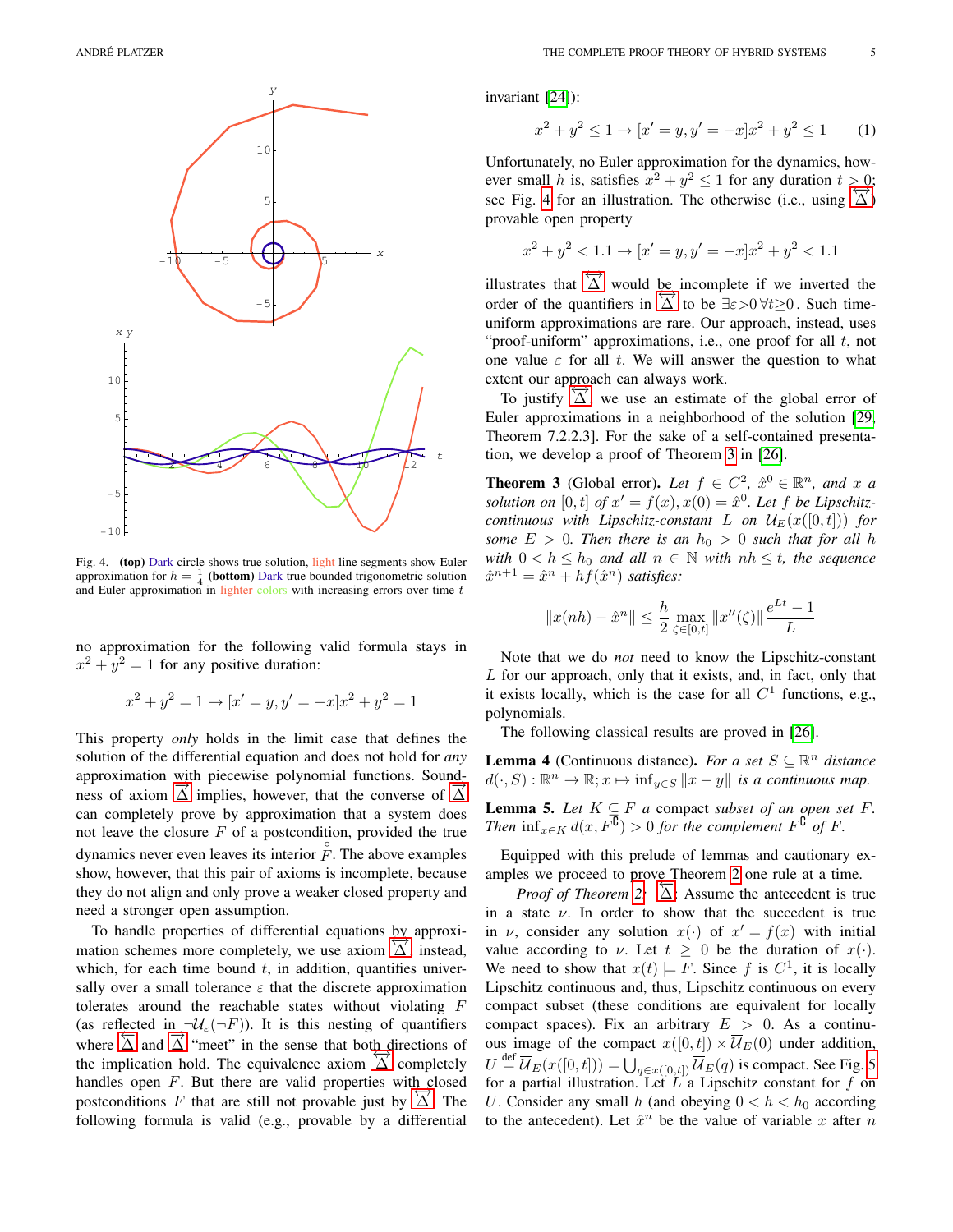Fig. 4. **(top)** Dark circle shows true solution, light line segments show Euler approximation for $h = \frac{1}{4}$ **(bottom)** Dark true bounded trigonometric solution and Euler approximation in lighter colors with increasing errors over time $t$

no approximation for the following valid formula stays in $x^2 + y^2 = 1$ for any positive duration:

$$x^2 + y^2 = 1 \to [x' = y, y' = -x]x^2 + y^2 = 1$$

This property *only* holds in the limit case that defines the solution of the differential equation and does not hold for *any* approximation with piecewise polynomial functions. Soundness of axiom $\overleftarrow{\Delta}$ implies, however, that the converse of $\overrightarrow{\Delta}$ can completely prove by approximation that a system does not leave the closure $\overline{F}$ of a postcondition, provided the true dynamics never even leaves its interior $\overset{\circ}{F}$. The above examples show, however, that this pair of axioms is incomplete, because they do not align and only prove a weaker closed property and need a stronger open assumption.

To handle properties of differential equations by approximation schemes more completely, we use axiom $\overleftrightarrow{\Delta}$ instead, which, for each time bound $t$, in addition, quantifies universally over a small tolerance $\varepsilon$ that the discrete approximation tolerates around the reachable states without violating $F$ (as reflected in $\neg\mathcal{U}_\varepsilon(\neg F)$). It is this nesting of quantifiers where $\overleftarrow{\Delta}$ and $\overrightarrow{\Delta}$ "meet" in the sense that both directions of the implication hold. The equivalence axiom $\overleftrightarrow{\Delta}$ completely handles open $F$. But there are valid properties with closed postconditions $F$ that are still not provable just by $\overleftrightarrow{\Delta}$. The following formula is valid (e.g., provable by a differential invariant [24]):

$$x^2 + y^2 \le 1 \to [x' = y, y' = -x]x^2 + y^2 \le 1 \qquad (1)$$

Unfortunately, no Euler approximation for the dynamics, however small $h$ is, satisfies $x^2 + y^2 \le 1$ for any duration $t > 0$; see Fig. 4 for an illustration. The otherwise (i.e., using $\overleftrightarrow{\Delta}$) provable open property

$$x^2 + y^2 < 1.1 \to [x' = y, y' = -x]x^2 + y^2 < 1.1$$

illustrates that $\overleftrightarrow{\Delta}$ would be incomplete if we inverted the order of the quantifiers in $\overleftrightarrow{\Delta}$ to be $\exists\varepsilon{>}0\,\forall t{\ge}0$. Such time-uniform approximations are rare. Our approach, instead, uses "proof-uniform" approximations, i.e., one proof for all $t$, not one value $\varepsilon$ for all $t$. We will answer the question to what extent our approach can always work.

To justify $\overleftrightarrow{\Delta}$, we use an estimate of the global error of Euler approximations in a neighborhood of the solution [29, Theorem 7.2.2.3]. For the sake of a self-contained presentation, we develop a proof of Theorem 3 in [26].

**Theorem 3** (Global error). *Let $f \in C^2$, $\hat{x}^0 \in \mathbb{R}^n$, and $x$ a solution on $[0, t]$ of $x' = f(x), x(0) = \hat{x}^0$. Let $f$ be Lipschitz-continuous with Lipschitz-constant $L$ on $\mathcal{U}_E(x([0, t]))$ for some $E > 0$. Then there is an $h_0 > 0$ such that for all $h$ with $0 < h \le h_0$ and all $n \in \mathbb{N}$ with $nh \le t$, the sequence $\hat{x}^{n+1} = \hat{x}^n + hf(\hat{x}^n)$ satisfies:*

$$\|x(nh) - \hat{x}^n\| \le \frac{h}{2} \max_{\zeta \in [0,t]} \|x''(\zeta)\| \frac{e^{Lt} - 1}{L}$$

Note that we do *not* need to know the Lipschitz-constant $L$ for our approach, only that it exists, and, in fact, only that it exists locally, which is the case for all $C^1$ functions, e.g., polynomials.

The following classical results are proved in [26].

**Lemma 4** (Continuous distance). *For a set $S \subseteq \mathbb{R}^n$ distance $d(\cdot, S) : \mathbb{R}^n \to \mathbb{R}; x \mapsto \inf_{y \in S} \|x - y\|$ is a continuous map.*

**Lemma 5.** *Let $K \subseteq F$ a* compact *subset of an open set $F$. Then $\inf_{x \in K} d(x, F^\complement) > 0$ for the complement $F^\complement$ of $F$.*

Equipped with this prelude of lemmas and cautionary examples we proceed to prove Theorem 2 one rule at a time.

*Proof of Theorem 2:* $\overleftarrow{\Delta}$: Assume the antecedent is true in a state $\nu$. In order to show that the succedent is true in $\nu$, consider any solution $x(\cdot)$ of $x' = f(x)$ with initial value according to $\nu$. Let $t \ge 0$ be the duration of $x(\cdot)$. We need to show that $x(t) \models F$. Since $f$ is $C^1$, it is locally Lipschitz continuous and, thus, Lipschitz continuous on every compact subset (these conditions are equivalent for locally compact spaces). Fix an arbitrary $E > 0$. As a continuous image of the compact $x([0, t]) \times \overline{\mathcal{U}}_E(0)$ under addition, $U \overset{\text{def}}{=} \overline{\mathcal{U}}_E(x([0, t])) = \bigcup_{q \in x([0,t])} \overline{\mathcal{U}}_E(q)$ is compact. See Fig. 5 for a partial illustration. Let $L$ a Lipschitz constant for $f$ on $U$. Consider any small $h$ (and obeying $0 < h < h_0$ according to the antecedent). Let $\hat{x}^n$ be the value of variable $x$ after $n$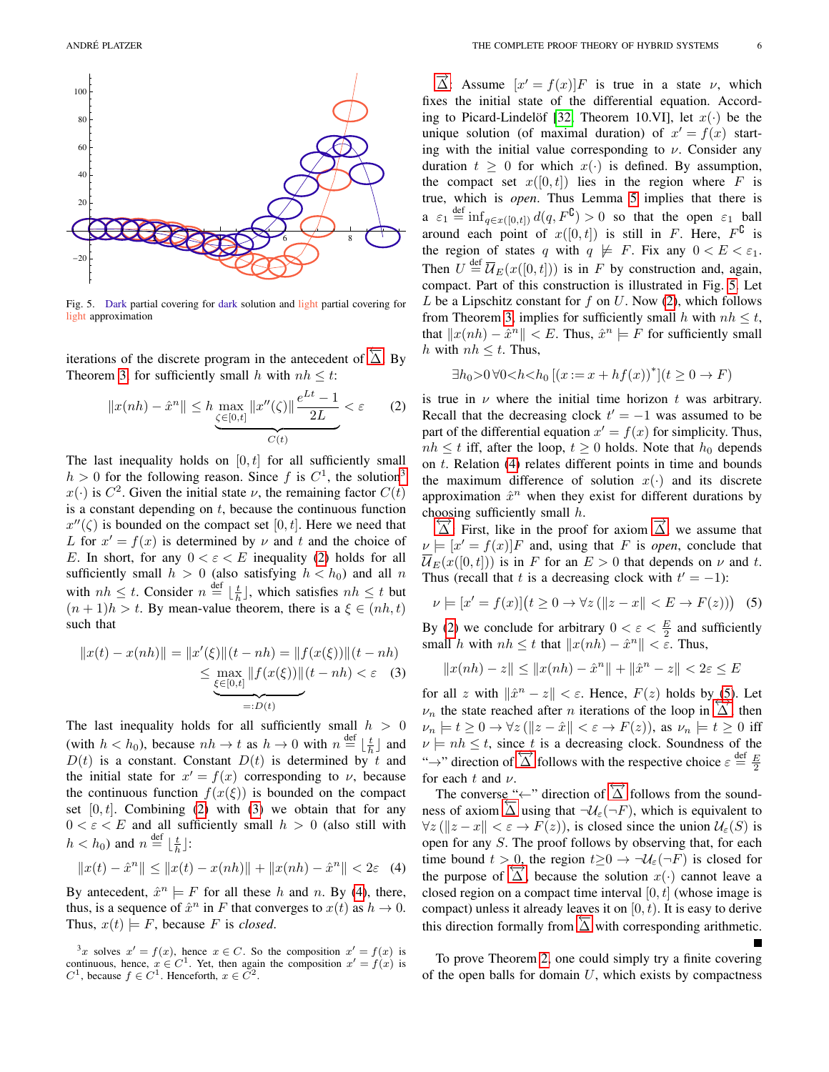Fig. 5. Dark partial covering for dark solution and light partial covering for light approximation

iterations of the discrete program in the antecedent of $\overrightarrow{\Delta}$. By Theorem 3, for sufficiently small $h$ with $nh \le t$:

$$\|x(nh) - \hat{x}^n\| \le h \underbrace{\max_{\zeta\in[0,t]} \|x''(\zeta)\| \frac{e^{Lt}-1}{2L}}_{C(t)} < \varepsilon \qquad (2)$$

The last inequality holds on $[0,t]$ for all sufficiently small $h > 0$ for the following reason. Since $f$ is $C^1$, the solution[3] $x(\cdot)$ is $C^2$. Given the initial state $\nu$, the remaining factor $C(t)$ is a constant depending on $t$, because the continuous function $x''(\zeta)$ is bounded on the compact set $[0,t]$. Here we need that $L$ for $x' = f(x)$ is determined by $\nu$ and $t$ and the choice of $E$. In short, for any $0 < \varepsilon < E$ inequality (2) holds for all sufficiently small $h > 0$ (also satisfying $h < h_0$) and all $n$ with $nh \le t$. Consider $n \stackrel{\text{def}}{=} \lfloor \frac{t}{h} \rfloor$, which satisfies $nh \le t$ but $(n+1)h > t$. By mean-value theorem, there is a $\xi \in (nh, t)$ such that

$$\begin{aligned}\|x(t) - x(nh)\| &= \|x'(\xi)\|(t - nh) = \|f(x(\xi))\|(t-nh)\\ &\le \underbrace{\max_{\xi\in[0,t]} \|f(x(\xi))\|}_{=:D(t)}(t-nh) < \varepsilon \qquad (3)\end{aligned}$$

The last inequality holds for all sufficiently small $h > 0$ (with $h < h_0$), because $nh \to t$ as $h \to 0$ with $n \stackrel{\text{def}}{=} \lfloor \frac{t}{h} \rfloor$ and $D(t)$ is a constant. Constant $D(t)$ is determined by $t$ and the initial state for $x' = f(x)$ corresponding to $\nu$, because the continuous function $f(x(\xi))$ is bounded on the compact set $[0,t]$. Combining (2) with (3) we obtain that for any $0 < \varepsilon < E$ and all sufficiently small $h > 0$ (also still with $h < h_0$) and $n \stackrel{\text{def}}{=} \lfloor \frac{t}{h} \rfloor$:

$$\|x(t) - \hat{x}^n\| \le \|x(t) - x(nh)\| + \|x(nh) - \hat{x}^n\| < 2\varepsilon \quad (4)$$

By antecedent, $\hat{x}^n \models F$ for all these $h$ and $n$. By (4), there, thus, is a sequence of $\hat{x}^n$ in $F$ that converges to $x(t)$ as $h \to 0$. Thus, $x(t) \models F$, because $F$ is *closed*.

[3] $x$ solves $x' = f(x)$, hence $x \in C$. So the composition $x' = f(x)$ is continuous, hence, $x \in C^1$. Yet, then again the composition $x' = f(x)$ is $C^1$, because $f \in C^1$. Henceforth, $x \in C^2$.

$\overleftarrow{\Delta}$: Assume $[x' = f(x)]F$ is true in a state $\nu$, which fixes the initial state of the differential equation. According to Picard-Lindelöf [32, Theorem 10.VI], let $x(\cdot)$ be the unique solution (of maximal duration) of $x' = f(x)$ starting with the initial value corresponding to $\nu$. Consider any duration $t \ge 0$ for which $x(\cdot)$ is defined. By assumption, the compact set $x([0,t])$ lies in the region where $F$ is true, which is *open*. Thus Lemma 5 implies that there is a $\varepsilon_1 \stackrel{\text{def}}{=} \inf_{q\in x([0,t])} d(q, F^{\complement}) > 0$ so that the open $\varepsilon_1$ ball around each point of $x([0,t])$ is still in $F$. Here, $F^{\complement}$ is the region of states $q$ with $q \not\models F$. Fix any $0 < E < \varepsilon_1$. Then $U \stackrel{\text{def}}{=} \overline{\mathcal{U}}_E(x([0,t]))$ is in $F$ by construction and, again, compact. Part of this construction is illustrated in Fig. 5. Let $L$ be a Lipschitz constant for $f$ on $U$. Now (2), which follows from Theorem 3, implies for sufficiently small $h$ with $nh \le t$, that $\|x(nh) - \hat{x}^n\| < E$. Thus, $\hat{x}^n \models F$ for sufficiently small $h$ with $nh \le t$. Thus,

$$\exists h_0{>}0\, \forall 0{<}h{<}h_0\, [(x := x + hf(x))^*](t \ge 0 \to F)$$

is true in $\nu$ where the initial time horizon $t$ was arbitrary. Recall that the decreasing clock $t' = -1$ was assumed to be part of the differential equation $x' = f(x)$ for simplicity. Thus, $nh \le t$ iff, after the loop, $t \ge 0$ holds. Note that $h_0$ depends on $t$. Relation (4) relates different points in time and bounds the maximum difference of solution $x(\cdot)$ and its discrete approximation $\hat{x}^n$ when they exist for different durations by choosing sufficiently small $h$.

$\overleftrightarrow{\Delta}$: First, like in the proof for axiom $\overleftarrow{\Delta}$, we assume that $\nu \models [x' = f(x)]F$ and, using that $F$ is *open*, conclude that $\overline{\mathcal{U}}_E(x([0,t]))$ is in $F$ for an $E > 0$ that depends on $\nu$ and $t$. Thus (recall that $t$ is a decreasing clock with $t' = -1$):

$$\nu \models [x' = f(x)]\big(t \ge 0 \to \forall z\, (\|z - x\| < E \to F(z))\big) \quad (5)$$

By (2) we conclude for arbitrary $0 < \varepsilon < \frac{E}{2}$ and sufficiently small $h$ with $nh \le t$ that $\|x(nh) - \hat{x}^n\| < \varepsilon$. Thus,

$$\|x(nh) - z\| \le \|x(nh) - \hat{x}^n\| + \|\hat{x}^n - z\| < 2\varepsilon \le E$$

for all $z$ with $\|\hat{x}^n - z\| < \varepsilon$. Hence, $F(z)$ holds by (5). Let $\nu_n$ the state reached after $n$ iterations of the loop in $\overleftrightarrow{\Delta}$, then $\nu_n \models t \ge 0 \to \forall z\, (\|z - \hat{x}\| < \varepsilon \to F(z))$, as $\nu_n \models t \ge 0$ iff $\nu \models nh \le t$, since $t$ is a decreasing clock. Soundness of the "$\to$" direction of $\overleftrightarrow{\Delta}$ follows with the respective choice $\varepsilon \stackrel{\text{def}}{=} \frac{E}{2}$ for each $t$ and $\nu$.

The converse "$\leftarrow$" direction of $\overleftrightarrow{\Delta}$ follows from the soundness of axiom $\overrightarrow{\Delta}$ using that $\neg\mathcal{U}_\varepsilon(\neg F)$, which is equivalent to $\forall z\, (\|z - x\| < \varepsilon \to F(z))$, is closed since the union $\mathcal{U}_\varepsilon(S)$ is open for any $S$. The proof follows by observing that, for each time bound $t > 0$, the region $t{\ge}0 \to \neg\mathcal{U}_\varepsilon(\neg F)$ is closed for the purpose of $\overrightarrow{\Delta}$, because the solution $x(\cdot)$ cannot leave a closed region on a compact time interval $[0,t]$ (whose image is compact) unless it already leaves it on $[0,t)$. It is easy to derive this direction formally from $\overrightarrow{\Delta}$ with corresponding arithmetic. ∎

To prove Theorem 2, one could simply try a finite covering of the open balls for domain $U$, which exists by compactness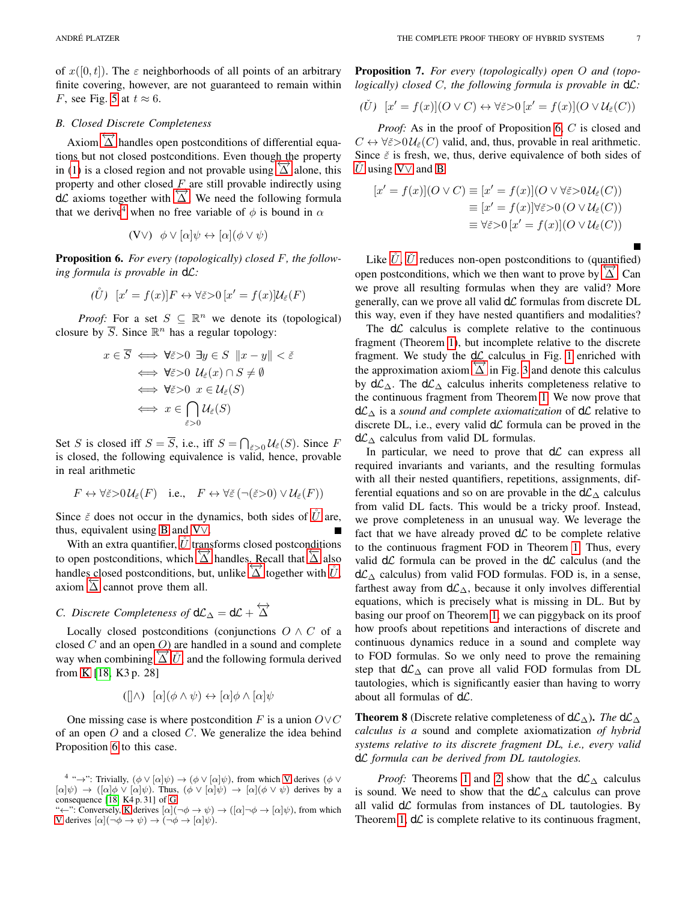of $x([0,t])$. The $\varepsilon$ neighborhoods of all points of an arbitrary finite covering, however, are not guaranteed to remain within $F$, see Fig. 5 at $t \approx 6$.

### B. Closed Discrete Completeness

Axiom $\overleftrightarrow{\Delta}$ handles open postconditions of differential equations but not closed postconditions. Even though the property in (1) is a closed region and not provable using $\overleftrightarrow{\Delta}$ alone, this property and other closed $F$ are still provable indirectly using $\mathsf{d}\mathcal{L}$ axioms together with $\overleftrightarrow{\Delta}$. We need the following formula that we derive[4] when no free variable of $\phi$ is bound in $\alpha$

$$(\mathrm{V}\vee)\quad \phi \vee [\alpha]\psi \leftrightarrow [\alpha](\phi \vee \psi)$$

**Proposition 6.** *For every (topologically) closed $F$, the following formula is provable in $\mathsf{d}\mathcal{L}$:*

$$(\mathring{U})\quad [x' = f(x)]F \leftrightarrow \forall \check{\varepsilon}{>}0\, [x' = f(x)]\mathcal{U}_{\check{\varepsilon}}(F)$$

*Proof:* For a set $S \subseteq \mathbb{R}^n$ we denote its (topological) closure by $\overline{S}$. Since $\mathbb{R}^n$ has a regular topology:

$$\begin{aligned}
x \in \overline{S} &\iff \forall \check{\varepsilon}{>}0\ \exists y \in S\ \|x - y\| < \check{\varepsilon}\\
&\iff \forall \check{\varepsilon}{>}0\ \mathcal{U}_{\check{\varepsilon}}(x) \cap S \neq \emptyset\\
&\iff \forall \check{\varepsilon}{>}0\ x \in \mathcal{U}_{\check{\varepsilon}}(S)\\
&\iff x \in \bigcap_{\check{\varepsilon}>0} \mathcal{U}_{\check{\varepsilon}}(S)
\end{aligned}$$

Set $S$ is closed iff $S = \overline{S}$, i.e., iff $S = \bigcap_{\check{\varepsilon}>0} \mathcal{U}_{\check{\varepsilon}}(S)$. Since $F$ is closed, the following equivalence is valid, hence, provable in real arithmetic

$$F \leftrightarrow \forall \check{\varepsilon}{>}0 \mathcal{U}_{\check{\varepsilon}}(F) \quad \text{i.e.,} \quad F \leftrightarrow \forall \check{\varepsilon}\, (\neg(\check{\varepsilon}{>}0) \vee \mathcal{U}_{\check{\varepsilon}}(F))$$

Since $\check{\varepsilon}$ does not occur in the dynamics, both sides of $\mathring{U}$ are, thus, equivalent using B and V$\vee$. ∎

With an extra quantifier, $\mathring{U}$ transforms closed postconditions to open postconditions, which $\overleftrightarrow{\Delta}$ handles. Recall that $\overleftarrow{\Delta}$ also handles closed postconditions, but, unlike $\overleftrightarrow{\Delta}$ together with $\mathring{U}$, axiom $\overleftarrow{\Delta}$ cannot prove them all.

### C. Discrete Completeness of $\mathsf{d}\mathcal{L}_\Delta = \mathsf{d}\mathcal{L} + \overleftrightarrow{\Delta}$

Locally closed postconditions (conjunctions $O \wedge C$ of a closed $C$ and an open $O$) are handled in a sound and complete way when combining $\overleftrightarrow{\Delta}$ $\mathring{U}$ and the following formula derived from K [18, K3 p. 28]

$$([]\wedge)\quad [\alpha](\phi \wedge \psi) \leftrightarrow [\alpha]\phi \wedge [\alpha]\psi$$

One missing case is where postcondition $F$ is a union $O \vee C$ of an open $O$ and a closed $C$. We generalize the idea behind Proposition 6 to this case.

**Proposition 7.** *For every (topologically) open $O$ and (topologically) closed $C$, the following formula is provable in $\mathsf{d}\mathcal{L}$:*

$$(\check{U})\quad [x' = f(x)](O \vee C) \leftrightarrow \forall \check{\varepsilon}{>}0\, [x' = f(x)](O \vee \mathcal{U}_{\check{\varepsilon}}(C))$$

*Proof:* As in the proof of Proposition 6, $C$ is closed and $C \leftrightarrow \forall \check{\varepsilon}{>}0 \mathcal{U}_{\check{\varepsilon}}(C)$ valid, and, thus, provable in real arithmetic. Since $\check{\varepsilon}$ is fresh, we, thus, derive equivalence of both sides of $\check{U}$ using V$\vee$ and B

$$\begin{aligned}
[x' = f(x)](O \vee C) &\equiv [x' = f(x)](O \vee \forall \check{\varepsilon}{>}0 \mathcal{U}_{\check{\varepsilon}}(C))\\
&\equiv [x' = f(x)]\forall \check{\varepsilon}{>}0\, (O \vee \mathcal{U}_{\check{\varepsilon}}(C))\\
&\equiv \forall \check{\varepsilon}{>}0\, [x' = f(x)](O \vee \mathcal{U}_{\check{\varepsilon}}(C))
\end{aligned}$$

∎

Like $\mathring{U}$, $\check{U}$ reduces non-open postconditions to (quantified) open postconditions, which we then want to prove by $\overleftrightarrow{\Delta}$. Can we prove all resulting formulas when they are valid? More generally, can we prove all valid $\mathsf{d}\mathcal{L}$ formulas from discrete DL this way, even if they have nested quantifiers and modalities?

The $\mathsf{d}\mathcal{L}$ calculus is complete relative to the continuous fragment (Theorem 1), but incomplete relative to the discrete fragment. We study the $\mathsf{d}\mathcal{L}$ calculus in Fig. 1 enriched with the approximation axiom $\overleftrightarrow{\Delta}$ in Fig. 3 and denote this calculus by $\mathsf{d}\mathcal{L}_\Delta$. The $\mathsf{d}\mathcal{L}_\Delta$ calculus inherits completeness relative to the continuous fragment from Theorem 1. We now prove that $\mathsf{d}\mathcal{L}_\Delta$ is a *sound and complete axiomatization* of $\mathsf{d}\mathcal{L}$ relative to discrete DL, i.e., every valid $\mathsf{d}\mathcal{L}$ formula can be proved in the $\mathsf{d}\mathcal{L}_\Delta$ calculus from valid DL formulas.

In particular, we need to prove that $\mathsf{d}\mathcal{L}$ can express all required invariants and variants, and the resulting formulas with all their nested quantifiers, repetitions, assignments, differential equations and so on are provable in the $\mathsf{d}\mathcal{L}_\Delta$ calculus from valid DL facts. This would be a tricky proof. Instead, we prove completeness in an unusual way. We leverage the fact that we have already proved $\mathsf{d}\mathcal{L}$ to be complete relative to the continuous fragment FOD in Theorem 1. Thus, every valid $\mathsf{d}\mathcal{L}$ formula can be proved in the $\mathsf{d}\mathcal{L}$ calculus (and the $\mathsf{d}\mathcal{L}_\Delta$ calculus) from valid FOD formulas. FOD is, in a sense, farthest away from $\mathsf{d}\mathcal{L}_\Delta$, because it only involves differential equations, which is precisely what is missing in DL. But by basing our proof on Theorem 1, we can piggyback on its proof how proofs about repetitions and interactions of discrete and continuous dynamics reduce in a sound and complete way to FOD formulas. So we only need to prove the remaining step that $\mathsf{d}\mathcal{L}_\Delta$ can prove all valid FOD formulas from DL tautologies, which is significantly easier than having to worry about all formulas of $\mathsf{d}\mathcal{L}$.

**Theorem 8** (Discrete relative completeness of $\mathsf{d}\mathcal{L}_\Delta$)**.** *The $\mathsf{d}\mathcal{L}_\Delta$ calculus is a* sound and complete axiomatization *of hybrid systems relative to its discrete fragment DL, i.e., every valid $\mathsf{d}\mathcal{L}$ formula can be derived from DL tautologies.*

*Proof:* Theorems 1 and 2 show that the $\mathsf{d}\mathcal{L}_\Delta$ calculus is sound. We need to show that the $\mathsf{d}\mathcal{L}_\Delta$ calculus can prove all valid $\mathsf{d}\mathcal{L}$ formulas from instances of DL tautologies. By Theorem 1, $\mathsf{d}\mathcal{L}$ is complete relative to its continuous fragment,

---

[4] "$\rightarrow$": Trivially, $(\phi \vee [\alpha]\psi) \rightarrow (\phi \vee [\alpha]\psi)$, from which V derives $(\phi \vee [\alpha]\psi) \rightarrow ([\alpha]\phi \vee [\alpha]\psi)$. Thus, $(\phi \vee [\alpha]\psi) \rightarrow [\alpha](\phi \vee \psi)$ derives by a consequence [18, K4 p. 31] of G.
"$\leftarrow$": Conversely, K derives $[\alpha](\neg\phi \rightarrow \psi) \rightarrow ([\alpha]\neg\phi \rightarrow [\alpha]\psi)$, from which V derives $[\alpha](\neg\phi \rightarrow \psi) \rightarrow (\neg\phi \rightarrow [\alpha]\psi)$.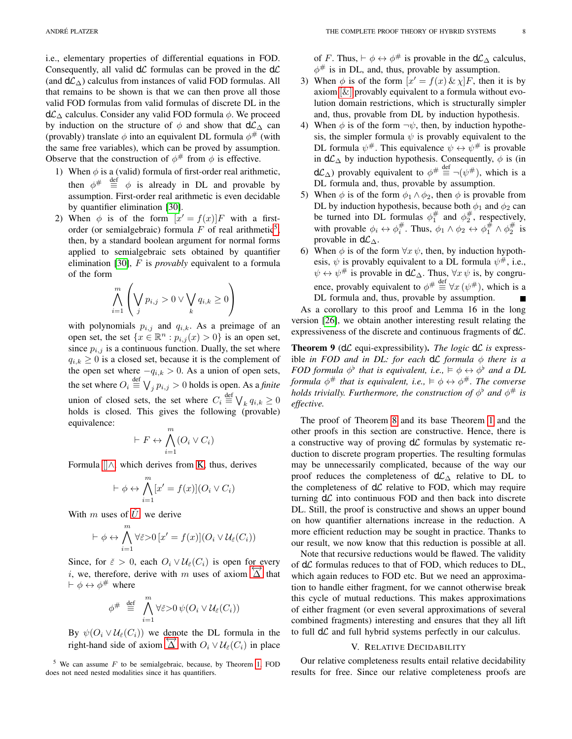i.e., elementary properties of differential equations in FOD. Consequently, all valid dL formulas can be proved in the dL (and dL$_\Delta$) calculus from instances of valid FOD formulas. All that remains to be shown is that we can then prove all those valid FOD formulas from valid formulas of discrete DL in the dL$_\Delta$ calculus. Consider any valid FOD formula $\phi$. We proceed by induction on the structure of $\phi$ and show that dL$_\Delta$ can (provably) translate $\phi$ into an equivalent DL formula $\phi^\#$ (with the same free variables), which can be proved by assumption. Observe that the construction of $\phi^\#$ from $\phi$ is effective.

1) When $\phi$ is a (valid) formula of first-order real arithmetic, then $\phi^\# \stackrel{\text{def}}{\equiv} \phi$ is already in DL and provable by assumption. First-order real arithmetic is even decidable by quantifier elimination [30].
2) When $\phi$ is of the form $[x' = f(x)]F$ with a first-order (or semialgebraic) formula $F$ of real arithmetic[5], then, by a standard boolean argument for normal forms applied to semialgebraic sets obtained by quantifier elimination [30], $F$ is *provably* equivalent to a formula of the form
$$\bigwedge_{i=1}^{m}\left(\bigvee_j p_{i,j} > 0 \lor \bigvee_k q_{i,k} \geq 0\right)$$
with polynomials $p_{i,j}$ and $q_{i,k}$. As a preimage of an open set, the set $\{x \in \mathbb{R}^n : p_{i,j}(x) > 0\}$ is an open set, since $p_{i,j}$ is a continuous function. Dually, the set where $q_{i,k} \geq 0$ is a closed set, because it is the complement of the open set where $-q_{i,k} > 0$. As a union of open sets, the set where $O_i \stackrel{\text{def}}{\equiv} \bigvee_j p_{i,j} > 0$ holds is open. As a *finite* union of closed sets, the set where $C_i \stackrel{\text{def}}{\equiv} \bigvee_k q_{i,k} \geq 0$ holds is closed. This gives the following (provable) equivalence:
$$\vdash F \leftrightarrow \bigwedge_{i=1}^{m}(O_i \lor C_i)$$
Formula $[]\wedge$, which derives from K, thus, derives
$$\vdash \phi \leftrightarrow \bigwedge_{i=1}^{m}[x' = f(x)](O_i \lor C_i)$$
With $m$ uses of $\check{U}$, we derive
$$\vdash \phi \leftrightarrow \bigwedge_{i=1}^{m}\forall\check{\varepsilon}{>}0\,[x' = f(x)](O_i \lor \mathcal{U}_{\check{\varepsilon}}(C_i))$$
Since, for $\check{\varepsilon} > 0$, each $O_i \lor \mathcal{U}_{\check{\varepsilon}}(C_i)$ is open for every $i$, we, therefore, derive with $m$ uses of axiom $\overleftrightarrow{\Delta}$ that $\vdash \phi \leftrightarrow \phi^\#$ where
$$\phi^\# \stackrel{\text{def}}{\equiv} \bigwedge_{i=1}^{m}\forall\check{\varepsilon}{>}0\,\psi(O_i \lor \mathcal{U}_{\check{\varepsilon}}(C_i))$$
By $\psi(O_i \lor \mathcal{U}_{\check{\varepsilon}}(C_i))$ we denote the DL formula in the right-hand side of axiom $\overleftrightarrow{\Delta}$ with $O_i \lor \mathcal{U}_{\check{\varepsilon}}(C_i)$ in place of $F$. Thus, $\vdash \phi \leftrightarrow \phi^\#$ is provable in the dL$_\Delta$ calculus, $\phi^\#$ is in DL, and, thus, provable by assumption.
3) When $\phi$ is of the form $[x' = f(x)\,\&\,\chi]F$, then it is by axiom [&] provably equivalent to a formula without evolution domain restrictions, which is structurally simpler and, thus, provable from DL by induction hypothesis.
4) When $\phi$ is of the form $\neg\psi$, then, by induction hypothesis, the simpler formula $\psi$ is provably equivalent to the DL formula $\psi^\#$. This equivalence $\psi \leftrightarrow \psi^\#$ is provable in dL$_\Delta$ by induction hypothesis. Consequently, $\phi$ is (in dL$_\Delta$) provably equivalent to $\phi^\# \stackrel{\text{def}}{\equiv} \neg(\psi^\#)$, which is a DL formula and, thus, provable by assumption.
5) When $\phi$ is of the form $\phi_1 \land \phi_2$, then $\phi$ is provable from DL by induction hypothesis, because both $\phi_1$ and $\phi_2$ can be turned into DL formulas $\phi_1^\#$ and $\phi_2^\#$, respectively, with provable $\phi_i \leftrightarrow \phi_i^\#$. Thus, $\phi_1 \land \phi_2 \leftrightarrow \phi_1^\# \land \phi_2^\#$ is provable in dL$_\Delta$.
6) When $\phi$ is of the form $\forall x\,\psi$, then, by induction hypothesis, $\psi$ is provably equivalent to a DL formula $\psi^\#$, i.e., $\psi \leftrightarrow \psi^\#$ is provable in dL$_\Delta$. Thus, $\forall x\,\psi$ is, by congruence, provably equivalent to $\phi^\# \stackrel{\text{def}}{\equiv} \forall x\,(\psi^\#)$, which is a DL formula and, thus, provable by assumption. ∎

As a corollary to this proof and Lemma 16 in the long version [26], we obtain another interesting result relating the expressiveness of the discrete and continuous fragments of dL.

**Theorem 9** (dL equi-expressibility). *The logic* dL *is expressible in FOD and in DL: for each* dL *formula $\phi$ there is a FOD formula $\phi^\flat$ that is equivalent, i.e., $\vDash \phi \leftrightarrow \phi^\flat$ and a DL formula $\phi^\#$ that is equivalent, i.e., $\vDash \phi \leftrightarrow \phi^\#$. The converse holds trivially. Furthermore, the construction of $\phi^\flat$ and $\phi^\#$ is effective.*

The proof of Theorem 8 and its base Theorem 1 and the other proofs in this section are constructive. Hence, there is a constructive way of proving dL formulas by systematic reduction to discrete program properties. The resulting formulas may be unnecessarily complicated, because of the way our proof reduces the completeness of dL$_\Delta$ relative to DL to the completeness of dL relative to FOD, which may require turning dL into continuous FOD and then back into discrete DL. Still, the proof is constructive and shows an upper bound on how quantifier alternations increase in the reduction. A more efficient reduction may be sought in practice. Thanks to our result, we now know that this reduction is possible at all.

Note that recursive reductions would be flawed. The validity of dL formulas reduces to that of FOD, which reduces to DL, which again reduces to FOD etc. But we need an approximation to handle either fragment, for we cannot otherwise break this cycle of mutual reductions. This makes approximations of either fragment (or even several approximations of several combined fragments) interesting and ensures that they all lift to full dL and full hybrid systems perfectly in our calculus.

## V. Relative Decidability

Our relative completeness results entail relative decidability results for free. Since our relative completeness proofs are

[5] We can assume $F$ to be semialgebraic, because, by Theorem 1, FOD does not need nested modalities since it has quantifiers.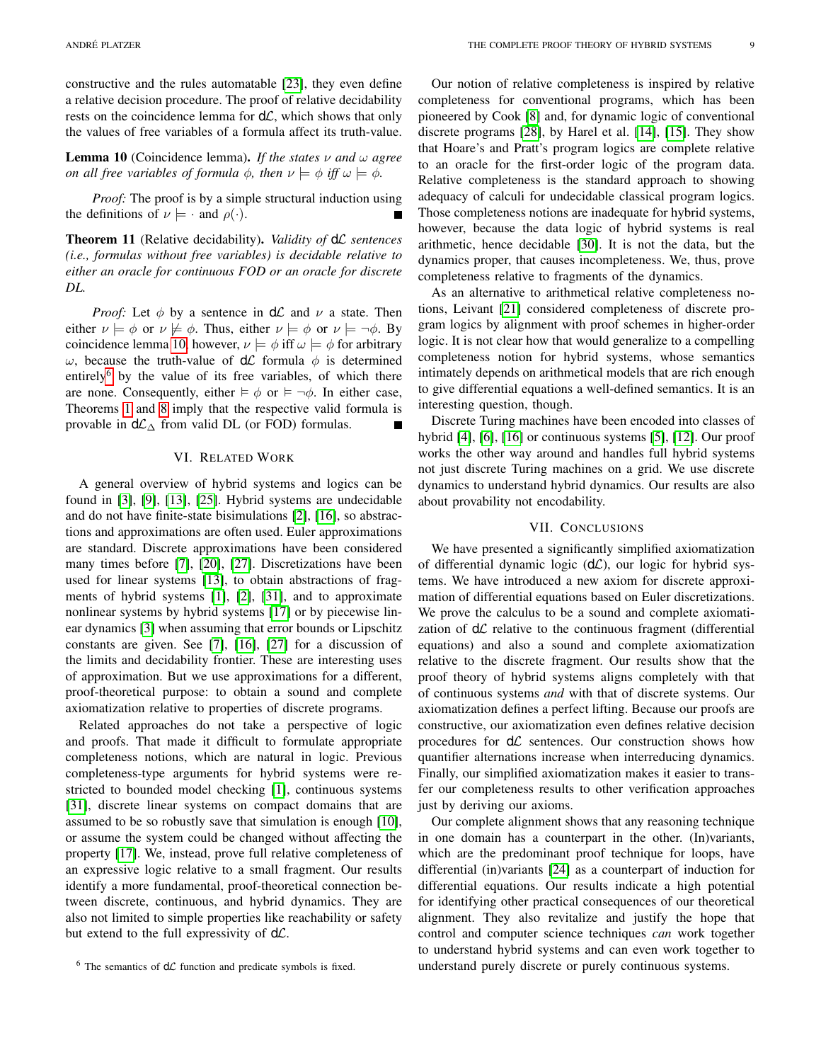constructive and the rules automatable [23], they even define a relative decision procedure. The proof of relative decidability rests on the coincidence lemma for $d\mathcal{L}$, which shows that only the values of free variables of a formula affect its truth-value.

**Lemma 10** (Coincidence lemma)**.** *If the states $\nu$ and $\omega$ agree on all free variables of formula $\phi$, then $\nu \models \phi$ iff $\omega \models \phi$.*

*Proof:* The proof is by a simple structural induction using the definitions of $\nu \models \cdot$ and $\rho(\cdot)$. ∎

**Theorem 11** (Relative decidability)**.** *Validity of $d\mathcal{L}$ sentences (i.e., formulas without free variables) is decidable relative to either an oracle for continuous FOD or an oracle for discrete DL.*

*Proof:* Let $\phi$ by a sentence in $d\mathcal{L}$ and $\nu$ a state. Then either $\nu \models \phi$ or $\nu \not\models \phi$. Thus, either $\nu \models \phi$ or $\nu \models \neg\phi$. By coincidence lemma 10, however, $\nu \models \phi$ iff $\omega \models \phi$ for arbitrary $\omega$, because the truth-value of $d\mathcal{L}$ formula $\phi$ is determined entirely[6] by the value of its free variables, of which there are none. Consequently, either $\vDash \phi$ or $\vDash \neg\phi$. In either case, Theorems 1 and 8 imply that the respective valid formula is provable in $d\mathcal{L}_\Delta$ from valid DL (or FOD) formulas. ∎

## VI. Related Work

A general overview of hybrid systems and logics can be found in [3], [9], [13], [25]. Hybrid systems are undecidable and do not have finite-state bisimulations [2], [16], so abstractions and approximations are often used. Euler approximations are standard. Discrete approximations have been considered many times before [7], [20], [27]. Discretizations have been used for linear systems [13], to obtain abstractions of fragments of hybrid systems [1], [2], [31], and to approximate nonlinear systems by hybrid systems [17] or by piecewise linear dynamics [3] when assuming that error bounds or Lipschitz constants are given. See [7], [16], [27] for a discussion of the limits and decidability frontier. These are interesting uses of approximation. But we use approximations for a different, proof-theoretical purpose: to obtain a sound and complete axiomatization relative to properties of discrete programs.

Related approaches do not take a perspective of logic and proofs. That made it difficult to formulate appropriate completeness notions, which are natural in logic. Previous completeness-type arguments for hybrid systems were restricted to bounded model checking [1], continuous systems [31], discrete linear systems on compact domains that are assumed to be so robustly save that simulation is enough [10], or assume the system could be changed without affecting the property [17]. We, instead, prove full relative completeness of an expressive logic relative to a small fragment. Our results identify a more fundamental, proof-theoretical connection between discrete, continuous, and hybrid dynamics. They are also not limited to simple properties like reachability or safety but extend to the full expressivity of $d\mathcal{L}$.

[6] The semantics of $d\mathcal{L}$ function and predicate symbols is fixed.

Our notion of relative completeness is inspired by relative completeness for conventional programs, which has been pioneered by Cook [8] and, for dynamic logic of conventional discrete programs [28], by Harel et al. [14], [15]. They show that Hoare's and Pratt's program logics are complete relative to an oracle for the first-order logic of the program data. Relative completeness is the standard approach to showing adequacy of calculi for undecidable classical program logics. Those completeness notions are inadequate for hybrid systems, however, because the data logic of hybrid systems is real arithmetic, hence decidable [30]. It is not the data, but the dynamics proper, that causes incompleteness. We, thus, prove completeness relative to fragments of the dynamics.

As an alternative to arithmetical relative completeness notions, Leivant [21] considered completeness of discrete program logics by alignment with proof schemes in higher-order logic. It is not clear how that would generalize to a compelling completeness notion for hybrid systems, whose semantics intimately depends on arithmetical models that are rich enough to give differential equations a well-defined semantics. It is an interesting question, though.

Discrete Turing machines have been encoded into classes of hybrid [4], [6], [16] or continuous systems [5], [12]. Our proof works the other way around and handles full hybrid systems not just discrete Turing machines on a grid. We use discrete dynamics to understand hybrid dynamics. Our results are also about provability not encodability.

## VII. Conclusions

We have presented a significantly simplified axiomatization of differential dynamic logic ($d\mathcal{L}$), our logic for hybrid systems. We have introduced a new axiom for discrete approximation of differential equations based on Euler discretizations. We prove the calculus to be a sound and complete axiomatization of $d\mathcal{L}$ relative to the continuous fragment (differential equations) and also a sound and complete axiomatization relative to the discrete fragment. Our results show that the proof theory of hybrid systems aligns completely with that of continuous systems *and* with that of discrete systems. Our axiomatization defines a perfect lifting. Because our proofs are constructive, our axiomatization even defines relative decision procedures for $d\mathcal{L}$ sentences. Our construction shows how quantifier alternations increase when interreducing dynamics. Finally, our simplified axiomatization makes it easier to transfer our completeness results to other verification approaches just by deriving our axioms.

Our complete alignment shows that any reasoning technique in one domain has a counterpart in the other. (In)variants, which are the predominant proof technique for loops, have differential (in)variants [24] as a counterpart of induction for differential equations. Our results indicate a high potential for identifying other practical consequences of our theoretical alignment. They also revitalize and justify the hope that control and computer science techniques *can* work together to understand hybrid systems and can even work together to understand purely discrete or purely continuous systems.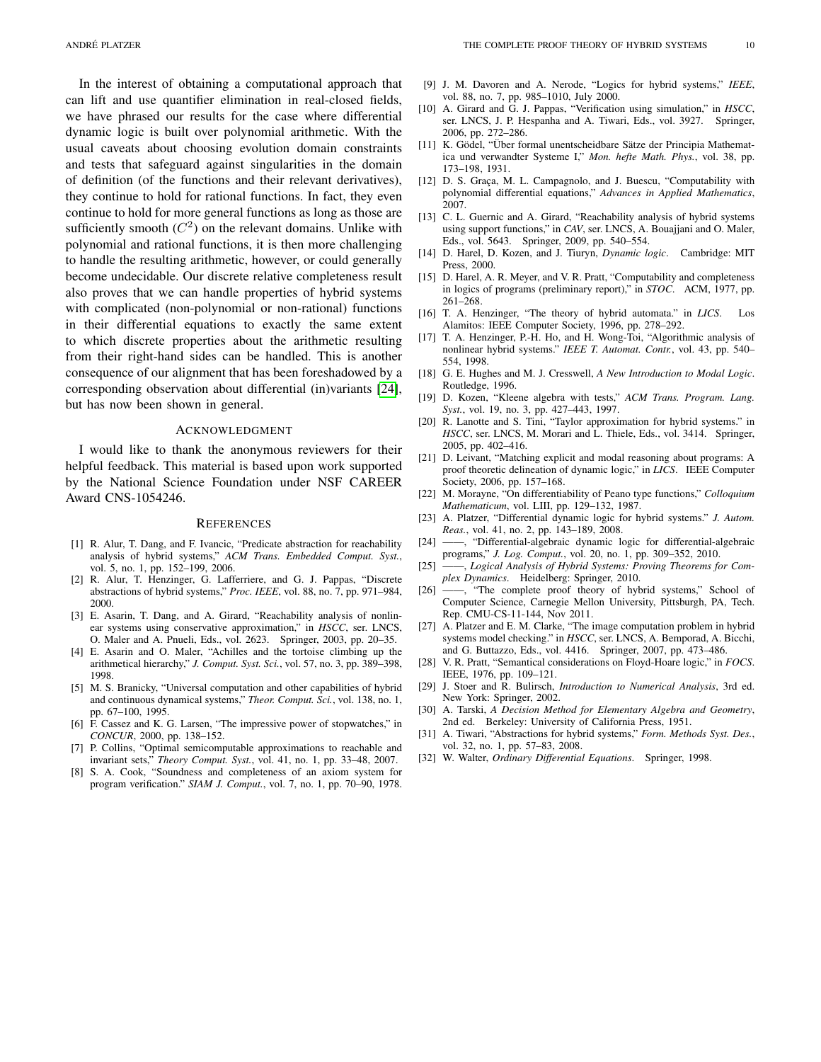In the interest of obtaining a computational approach that can lift and use quantifier elimination in real-closed fields, we have phrased our results for the case where differential dynamic logic is built over polynomial arithmetic. With the usual caveats about choosing evolution domain constraints and tests that safeguard against singularities in the domain of definition (of the functions and their relevant derivatives), they continue to hold for rational functions. In fact, they even continue to hold for more general functions as long as those are sufficiently smooth ($C^2$) on the relevant domains. Unlike with polynomial and rational functions, it is then more challenging to handle the resulting arithmetic, however, or could generally become undecidable. Our discrete relative completeness result also proves that we can handle properties of hybrid systems with complicated (non-polynomial or non-rational) functions in their differential equations to exactly the same extent to which discrete properties about the arithmetic resulting from their right-hand sides can be handled. This is another consequence of our alignment that has been foreshadowed by a corresponding observation about differential (in)variants [24], but has now been shown in general.

## Acknowledgment

I would like to thank the anonymous reviewers for their helpful feedback. This material is based upon work supported by the National Science Foundation under NSF CAREER Award CNS-1054246.

## References

[1] R. Alur, T. Dang, and F. Ivancic, "Predicate abstraction for reachability analysis of hybrid systems," *ACM Trans. Embedded Comput. Syst.*, vol. 5, no. 1, pp. 152–199, 2006.

[2] R. Alur, T. Henzinger, G. Lafferriere, and G. J. Pappas, "Discrete abstractions of hybrid systems," *Proc. IEEE*, vol. 88, no. 7, pp. 971–984, 2000.

[3] E. Asarin, T. Dang, and A. Girard, "Reachability analysis of nonlinear systems using conservative approximation," in *HSCC*, ser. LNCS, O. Maler and A. Pnueli, Eds., vol. 2623. Springer, 2003, pp. 20–35.

[4] E. Asarin and O. Maler, "Achilles and the tortoise climbing up the arithmetical hierarchy," *J. Comput. Syst. Sci.*, vol. 57, no. 3, pp. 389–398, 1998.

[5] M. S. Branicky, "Universal computation and other capabilities of hybrid and continuous dynamical systems," *Theor. Comput. Sci.*, vol. 138, no. 1, pp. 67–100, 1995.

[6] F. Cassez and K. G. Larsen, "The impressive power of stopwatches," in *CONCUR*, 2000, pp. 138–152.

[7] P. Collins, "Optimal semicomputable approximations to reachable and invariant sets," *Theory Comput. Syst.*, vol. 41, no. 1, pp. 33–48, 2007.

[8] S. A. Cook, "Soundness and completeness of an axiom system for program verification." *SIAM J. Comput.*, vol. 7, no. 1, pp. 70–90, 1978.

[9] J. M. Davoren and A. Nerode, "Logics for hybrid systems," *IEEE*, vol. 88, no. 7, pp. 985–1010, July 2000.

[10] A. Girard and G. J. Pappas, "Verification using simulation," in *HSCC*, ser. LNCS, J. P. Hespanha and A. Tiwari, Eds., vol. 3927. Springer, 2006, pp. 272–286.

[11] K. Gödel, "Über formal unentscheidbare Sätze der Principia Mathematica und verwandter Systeme I," *Mon. hefte Math. Phys.*, vol. 38, pp. 173–198, 1931.

[12] D. S. Graça, M. L. Campagnolo, and J. Buescu, "Computability with polynomial differential equations," *Advances in Applied Mathematics*, 2007.

[13] C. L. Guernic and A. Girard, "Reachability analysis of hybrid systems using support functions," in *CAV*, ser. LNCS, A. Bouajjani and O. Maler, Eds., vol. 5643. Springer, 2009, pp. 540–554.

[14] D. Harel, D. Kozen, and J. Tiuryn, *Dynamic logic*. Cambridge: MIT Press, 2000.

[15] D. Harel, A. R. Meyer, and V. R. Pratt, "Computability and completeness in logics of programs (preliminary report)," in *STOC*. ACM, 1977, pp. 261–268.

[16] T. A. Henzinger, "The theory of hybrid automata." in *LICS*. Los Alamitos: IEEE Computer Society, 1996, pp. 278–292.

[17] T. A. Henzinger, P.-H. Ho, and H. Wong-Toi, "Algorithmic analysis of nonlinear hybrid systems." *IEEE T. Automat. Contr.*, vol. 43, pp. 540–554, 1998.

[18] G. E. Hughes and M. J. Cresswell, *A New Introduction to Modal Logic*. Routledge, 1996.

[19] D. Kozen, "Kleene algebra with tests," *ACM Trans. Program. Lang. Syst.*, vol. 19, no. 3, pp. 427–443, 1997.

[20] R. Lanotte and S. Tini, "Taylor approximation for hybrid systems." in *HSCC*, ser. LNCS, M. Morari and L. Thiele, Eds., vol. 3414. Springer, 2005, pp. 402–416.

[21] D. Leivant, "Matching explicit and modal reasoning about programs: A proof theoretic delineation of dynamic logic," in *LICS*. IEEE Computer Society, 2006, pp. 157–168.

[22] M. Morayne, "On differentiability of Peano type functions," *Colloquium Mathematicum*, vol. LIII, pp. 129–132, 1987.

[23] A. Platzer, "Differential dynamic logic for hybrid systems." *J. Autom. Reas.*, vol. 41, no. 2, pp. 143–189, 2008.

[24] ——, "Differential-algebraic dynamic logic for differential-algebraic programs," *J. Log. Comput.*, vol. 20, no. 1, pp. 309–352, 2010.

[25] ——, *Logical Analysis of Hybrid Systems: Proving Theorems for Complex Dynamics*. Heidelberg: Springer, 2010.

[26] ——, "The complete proof theory of hybrid systems," School of Computer Science, Carnegie Mellon University, Pittsburgh, PA, Tech. Rep. CMU-CS-11-144, Nov 2011.

[27] A. Platzer and E. M. Clarke, "The image computation problem in hybrid systems model checking." in *HSCC*, ser. LNCS, A. Bemporad, A. Bicchi, and G. Buttazzo, Eds., vol. 4416. Springer, 2007, pp. 473–486.

[28] V. R. Pratt, "Semantical considerations on Floyd-Hoare logic," in *FOCS*. IEEE, 1976, pp. 109–121.

[29] J. Stoer and R. Bulirsch, *Introduction to Numerical Analysis*, 3rd ed. New York: Springer, 2002.

[30] A. Tarski, *A Decision Method for Elementary Algebra and Geometry*, 2nd ed. Berkeley: University of California Press, 1951.

[31] A. Tiwari, "Abstractions for hybrid systems," *Form. Methods Syst. Des.*, vol. 32, no. 1, pp. 57–83, 2008.

[32] W. Walter, *Ordinary Differential Equations*. Springer, 1998.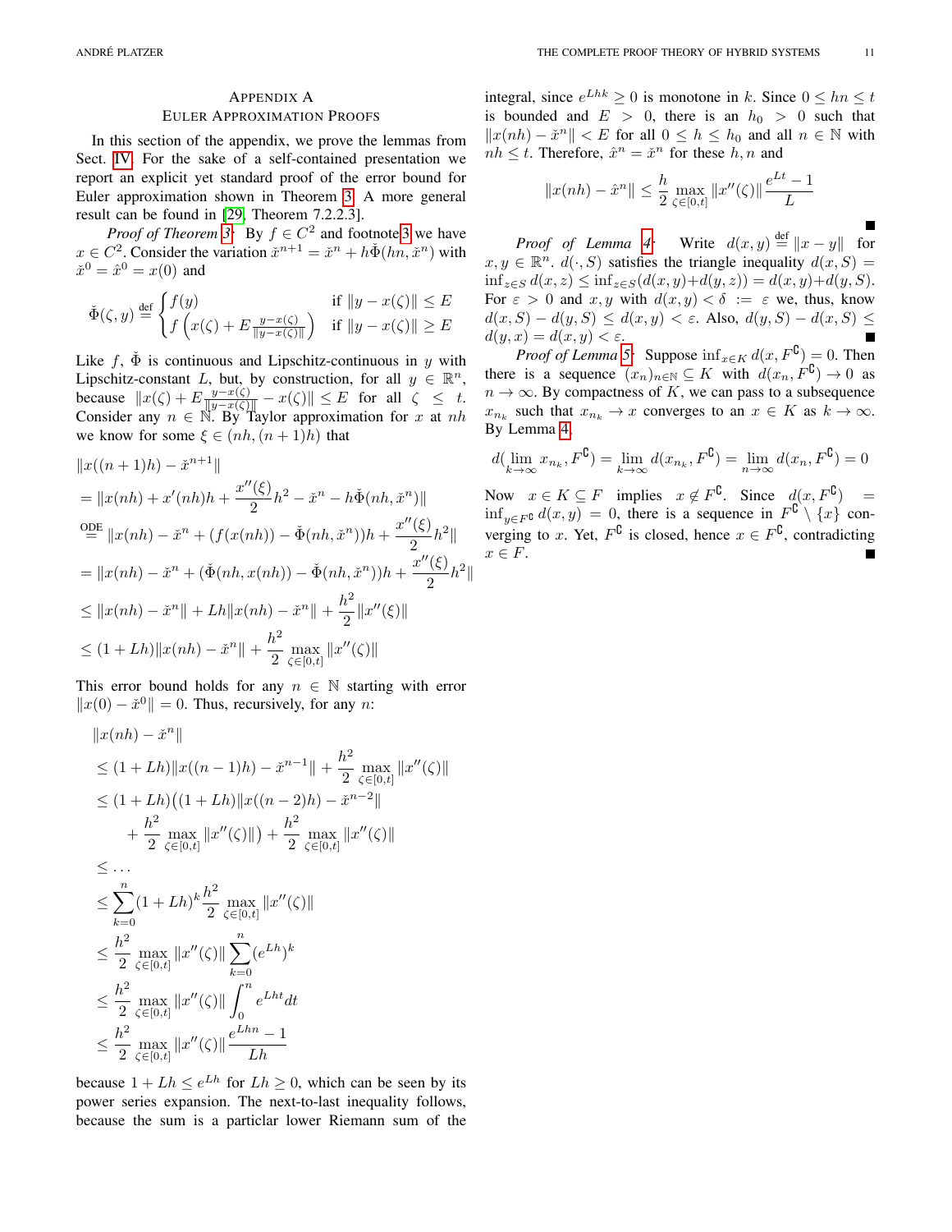## Appendix A
## Euler Approximation Proofs

In this section of the appendix, we prove the lemmas from Sect. IV. For the sake of a self-contained presentation we report an explicit yet standard proof of the error bound for Euler approximation shown in Theorem 3. A more general result can be found in [29, Theorem 7.2.2.3].

*Proof of Theorem 3:* By $f \in C^2$ and footnote 3 we have $x \in C^2$. Consider the variation $\check{x}^{n+1} = \check{x}^n + h\check{\Phi}(hn, \check{x}^n)$ with $\check{x}^0 = \hat{x}^0 = x(0)$ and

$$\check{\Phi}(\zeta, y) \stackrel{\text{def}}{=} \begin{cases} f(y) & \text{if } \|y - x(\zeta)\| \leq E \\ f\left(x(\zeta) + E\frac{y - x(\zeta)}{\|y - x(\zeta)\|}\right) & \text{if } \|y - x(\zeta)\| \geq E \end{cases}$$

Like $f$, $\check{\Phi}$ is continuous and Lipschitz-continuous in $y$ with Lipschitz-constant $L$, but, by construction, for all $y \in \mathbb{R}^n$, because $\|x(\zeta) + E\frac{y - x(\zeta)}{\|y - x(\zeta)\|} - x(\zeta)\| \leq E$ for all $\zeta \leq t$. Consider any $n \in \mathbb{N}$. By Taylor approximation for $x$ at $nh$ we know for some $\xi \in (nh, (n+1)h)$ that

$$\begin{aligned}
&\|x((n+1)h) - \check{x}^{n+1}\| \\
&= \|x(nh) + x'(nh)h + \frac{x''(\xi)}{2}h^2 - \check{x}^n - h\check{\Phi}(nh, \check{x}^n)\| \\
&\stackrel{\text{ODE}}{=} \|x(nh) - \check{x}^n + (f(x(nh)) - \check{\Phi}(nh, \check{x}^n))h + \frac{x''(\xi)}{2}h^2\| \\
&= \|x(nh) - \check{x}^n + (\check{\Phi}(nh, x(nh)) - \check{\Phi}(nh, \check{x}^n))h + \frac{x''(\xi)}{2}h^2\| \\
&\leq \|x(nh) - \check{x}^n\| + Lh\|x(nh) - \check{x}^n\| + \frac{h^2}{2}\|x''(\xi)\| \\
&\leq (1 + Lh)\|x(nh) - \check{x}^n\| + \frac{h^2}{2}\max_{\zeta \in [0,t]}\|x''(\zeta)\|
\end{aligned}$$

This error bound holds for any $n \in \mathbb{N}$ starting with error $\|x(0) - \check{x}^0\| = 0$. Thus, recursively, for any $n$:

$$\begin{aligned}
&\|x(nh) - \check{x}^n\| \\
&\leq (1 + Lh)\|x((n-1)h) - \check{x}^{n-1}\| + \frac{h^2}{2}\max_{\zeta \in [0,t]}\|x''(\zeta)\| \\
&\leq (1 + Lh)\big((1 + Lh)\|x((n-2)h) - \check{x}^{n-2}\| \\
&\qquad + \frac{h^2}{2}\max_{\zeta \in [0,t]}\|x''(\zeta)\|\big) + \frac{h^2}{2}\max_{\zeta \in [0,t]}\|x''(\zeta)\| \\
&\leq \dots \\
&\leq \sum_{k=0}^{n}(1 + Lh)^k\frac{h^2}{2}\max_{\zeta \in [0,t]}\|x''(\zeta)\| \\
&\leq \frac{h^2}{2}\max_{\zeta \in [0,t]}\|x''(\zeta)\|\sum_{k=0}^{n}(e^{Lh})^k \\
&\leq \frac{h^2}{2}\max_{\zeta \in [0,t]}\|x''(\zeta)\|\int_0^n e^{Lht}dt \\
&\leq \frac{h^2}{2}\max_{\zeta \in [0,t]}\|x''(\zeta)\|\frac{e^{Lhn} - 1}{Lh}
\end{aligned}$$

because $1 + Lh \leq e^{Lh}$ for $Lh \geq 0$, which can be seen by its power series expansion. The next-to-last inequality follows, because the sum is a particlar lower Riemann sum of the integral, since $e^{Lhk} \geq 0$ is monotone in $k$. Since $0 \leq hn \leq t$ is bounded and $E > 0$, there is an $h_0 > 0$ such that $\|x(nh) - \check{x}^n\| < E$ for all $0 \leq h \leq h_0$ and all $n \in \mathbb{N}$ with $nh \leq t$. Therefore, $\hat{x}^n = \check{x}^n$ for these $h, n$ and

$$\|x(nh) - \hat{x}^n\| \leq \frac{h}{2}\max_{\zeta \in [0,t]}\|x''(\zeta)\|\frac{e^{Lt} - 1}{L}$$

■

*Proof of Lemma 4:* Write $d(x, y) \stackrel{\text{def}}{=} \|x - y\|$ for $x, y \in \mathbb{R}^n$. $d(\cdot, S)$ satisfies the triangle inequality $d(x, S) = \inf_{z \in S} d(x, z) \leq \inf_{z \in S}(d(x, y) + d(y, z)) = d(x, y) + d(y, S)$. For $\varepsilon > 0$ and $x, y$ with $d(x, y) < \delta := \varepsilon$ we, thus, know $d(x, S) - d(y, S) \leq d(x, y) < \varepsilon$. Also, $d(y, S) - d(x, S) \leq d(y, x) = d(x, y) < \varepsilon$. ■

*Proof of Lemma 5:* Suppose $\inf_{x \in K} d(x, F^{\complement}) = 0$. Then there is a sequence $(x_n)_{n \in \mathbb{N}} \subseteq K$ with $d(x_n, F^{\complement}) \to 0$ as $n \to \infty$. By compactness of $K$, we can pass to a subsequence $x_{n_k}$ such that $x_{n_k} \to x$ converges to an $x \in K$ as $k \to \infty$. By Lemma 4,

$$d(\lim_{k \to \infty} x_{n_k}, F^{\complement}) = \lim_{k \to \infty} d(x_{n_k}, F^{\complement}) = \lim_{n \to \infty} d(x_n, F^{\complement}) = 0$$

Now $x \in K \subseteq F$ implies $x \notin F^{\complement}$. Since $d(x, F^{\complement}) = \inf_{y \in F^{\complement}} d(x, y) = 0$, there is a sequence in $F^{\complement} \setminus \{x\}$ converging to $x$. Yet, $F^{\complement}$ is closed, hence $x \in F^{\complement}$, contradicting $x \in F$. ■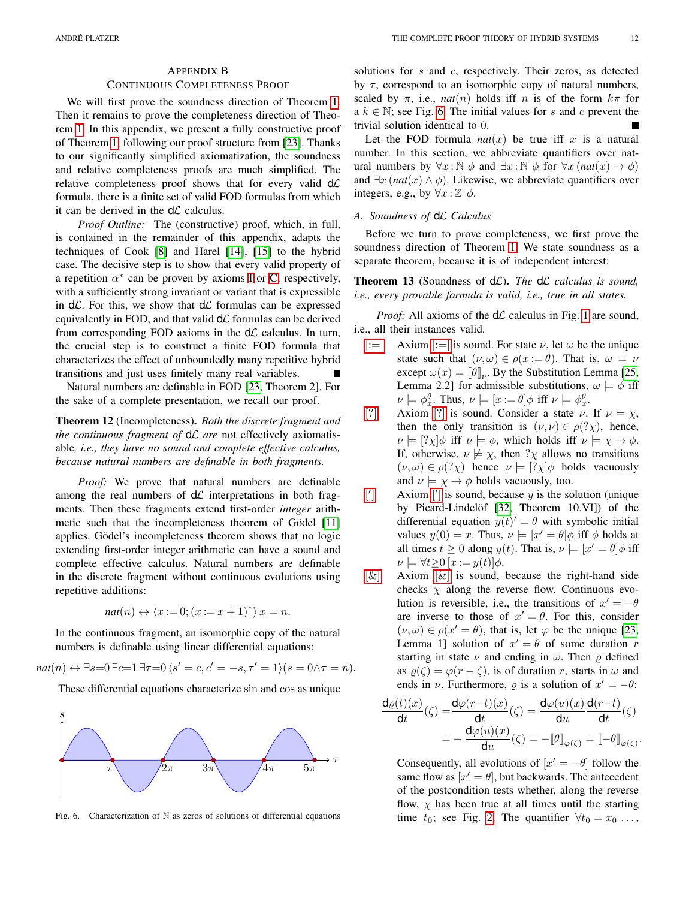## Appendix B
## Continuous Completeness Proof

We will first prove the soundness direction of Theorem 1. Then it remains to prove the completeness direction of Theorem 1. In this appendix, we present a fully constructive proof of Theorem 1 following our proof structure from [23]. Thanks to our significantly simplified axiomatization, the soundness and relative completeness proofs are much simplified. The relative completeness proof shows that for every valid d$\mathcal{L}$ formula, there is a finite set of valid FOD formulas from which it can be derived in the d$\mathcal{L}$ calculus.

*Proof Outline:* The (constructive) proof, which, in full, is contained in the remainder of this appendix, adapts the techniques of Cook [8] and Harel [14], [15] to the hybrid case. The decisive step is to show that every valid property of a repetition $\alpha^*$ can be proven by axioms I or C, respectively, with a sufficiently strong invariant or variant that is expressible in d$\mathcal{L}$. For this, we show that d$\mathcal{L}$ formulas can be expressed equivalently in FOD, and that valid d$\mathcal{L}$ formulas can be derived from corresponding FOD axioms in the d$\mathcal{L}$ calculus. In turn, the crucial step is to construct a finite FOD formula that characterizes the effect of unboundedly many repetitive hybrid transitions and just uses finitely many real variables. ∎

Natural numbers are definable in FOD [23, Theorem 2]. For the sake of a complete presentation, we recall our proof.

**Theorem 12** (Incompleteness). *Both the discrete fragment and the continuous fragment of* d$\mathcal{L}$ *are* not *effectively axiomatisable, i.e., they have no sound and complete effective calculus, because natural numbers are definable in both fragments.*

*Proof:* We prove that natural numbers are definable among the real numbers of d$\mathcal{L}$ interpretations in both fragments. Then these fragments extend first-order *integer* arithmetic such that the incompleteness theorem of Gödel [11] applies. Gödel's incompleteness theorem shows that no logic extending first-order integer arithmetic can have a sound and complete effective calculus. Natural numbers are definable in the discrete fragment without continuous evolutions using repetitive additions:

$$nat(n) \leftrightarrow \langle x := 0; (x := x+1)^* \rangle\, x = n.$$

In the continuous fragment, an isomorphic copy of the natural numbers is definable using linear differential equations:

$$nat(n) \leftrightarrow \exists s{=}0\, \exists c{=}1\, \exists \tau{=}0\, \langle s' = c, c' = -s, \tau' = 1 \rangle (s = 0 \wedge \tau = n).$$

These differential equations characterize sin and cos as unique solutions for $s$ and $c$, respectively. Their zeros, as detected by $\tau$, correspond to an isomorphic copy of natural numbers, scaled by $\pi$, i.e., $nat(n)$ holds iff $n$ is of the form $k\pi$ for a $k \in \mathbb{N}$; see Fig. 6. The initial values for $s$ and $c$ prevent the trivial solution identical to 0. ∎

Fig. 6. Characterization of $\mathbb{N}$ as zeros of solutions of differential equations

Let the FOD formula $nat(x)$ be true iff $x$ is a natural number. In this section, we abbreviate quantifiers over natural numbers by $\forall x\,{:}\,\mathbb{N}\ \phi$ and $\exists x\,{:}\,\mathbb{N}\ \phi$ for $\forall x\,(nat(x) \rightarrow \phi)$ and $\exists x\,(nat(x) \wedge \phi)$. Likewise, we abbreviate quantifiers over integers, e.g., by $\forall x\,{:}\,\mathbb{Z}\ \phi$.

### A. Soundness of d$\mathcal{L}$ Calculus

Before we turn to prove completeness, we first prove the soundness direction of Theorem 1. We state soundness as a separate theorem, because it is of independent interest:

**Theorem 13** (Soundness of d$\mathcal{L}$). *The* d$\mathcal{L}$ *calculus is sound, i.e., every provable formula is valid, i.e., true in all states.*

*Proof:* All axioms of the d$\mathcal{L}$ calculus in Fig. 1 are sound, i.e., all their instances valid.

- [:=] Axiom [:=] is sound. For state $\nu$, let $\omega$ be the unique state such that $(\nu, \omega) \in \rho(x := \theta)$. That is, $\omega = \nu$ except $\omega(x) = [\![\theta]\!]_\nu$. By the Substitution Lemma [25, Lemma 2.2] for admissible substitutions, $\omega \models \phi$ iff $\nu \models \phi_x^\theta$. Thus, $\nu \models [x := \theta]\phi$ iff $\nu \models \phi_x^\theta$.
- [?] Axiom [?] is sound. Consider a state $\nu$. If $\nu \models \chi$, then the only transition is $(\nu, \nu) \in \rho(?\chi)$, hence, $\nu \models [?\chi]\phi$ iff $\nu \models \phi$, which holds iff $\nu \models \chi \rightarrow \phi$. If, otherwise, $\nu \not\models \chi$, then $?\chi$ allows no transitions $(\nu, \omega) \in \rho(?\chi)$ hence $\nu \models [?\chi]\phi$ holds vacuously and $\nu \models \chi \rightarrow \phi$ holds vacuously, too.
- ['] Axiom ['] is sound, because $y$ is the solution (unique by Picard-Lindelöf [32, Theorem 10.VI]) of the differential equation $y(t)' = \theta$ with symbolic initial values $y(0) = x$. Thus, $\nu \models [x' = \theta]\phi$ iff $\phi$ holds at all times $t \geq 0$ along $y(t)$. That is, $\nu \models [x' = \theta]\phi$ iff $\nu \models \forall t{\geq}0\, [x := y(t)]\phi$.
- [&] Axiom [&] is sound, because the right-hand side checks $\chi$ along the reverse flow. Continuous evolution is reversible, i.e., the transitions of $x' = -\theta$ are inverse to those of $x' = \theta$. For this, consider $(\nu, \omega) \in \rho(x' = \theta)$, that is, let $\varphi$ be the unique [23, Lemma 1] solution of $x' = \theta$ of some duration $r$ starting in state $\nu$ and ending in $\omega$. Then $\varrho$ defined as $\varrho(\zeta) = \varphi(r - \zeta)$, is of duration $r$, starts in $\omega$ and ends in $\nu$. Furthermore, $\varrho$ is a solution of $x' = -\theta$:

$$\frac{\mathrm{d}\varrho(t)(x)}{\mathrm{d}t}(\zeta) = \frac{\mathrm{d}\varphi(r-t)(x)}{\mathrm{d}t}(\zeta) = \frac{\mathrm{d}\varphi(u)(x)}{\mathrm{d}u}\frac{\mathrm{d}(r-t)}{\mathrm{d}t}(\zeta)$$
$$= -\frac{\mathrm{d}\varphi(u)(x)}{\mathrm{d}u}(\zeta) = -[\![\theta]\!]_{\varphi(\zeta)} = [\![-\theta]\!]_{\varphi(\zeta)}.$$

  Consequently, all evolutions of $[x' = -\theta]$ follow the same flow as $[x' = \theta]$, but backwards. The antecedent of the postcondition tests whether, along the reverse flow, $\chi$ has been true at all times until the starting time $t_0$; see Fig. 2. The quantifier $\forall t_0 = x_0 \ldots$,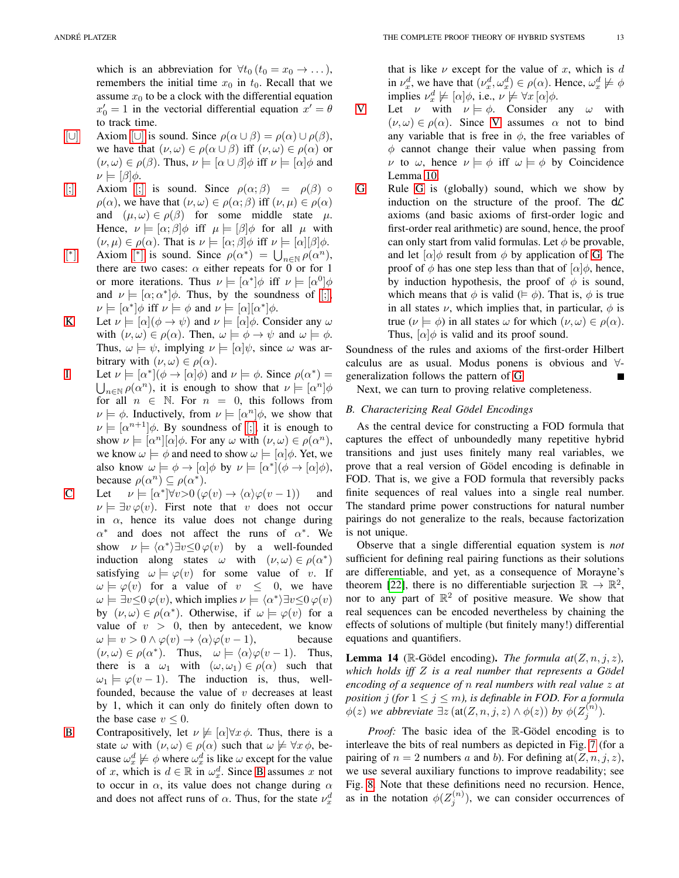which is an abbreviation for $\forall t_0\,(t_0 = x_0 \rightarrow \dots)$, remembers the initial time $x_0$ in $t_0$. Recall that we assume $x_0$ to be a clock with the differential equation $x_0' = 1$ in the vectorial differential equation $x' = \theta$ to track time.

[$\cup$] Axiom [$\cup$] is sound. Since $\rho(\alpha \cup \beta) = \rho(\alpha) \cup \rho(\beta)$, we have that $(\nu, \omega) \in \rho(\alpha \cup \beta)$ iff $(\nu, \omega) \in \rho(\alpha)$ or $(\nu, \omega) \in \rho(\beta)$. Thus, $\nu \models [\alpha \cup \beta]\phi$ iff $\nu \models [\alpha]\phi$ and $\nu \models [\beta]\phi$.

[;] Axiom [;] is sound. Since $\rho(\alpha; \beta) = \rho(\beta) \circ \rho(\alpha)$, we have that $(\nu, \omega) \in \rho(\alpha; \beta)$ iff $(\nu, \mu) \in \rho(\alpha)$ and $(\mu, \omega) \in \rho(\beta)$ for some middle state $\mu$. Hence, $\nu \models [\alpha; \beta]\phi$ iff $\mu \models [\beta]\phi$ for all $\mu$ with $(\nu, \mu) \in \rho(\alpha)$. That is $\nu \models [\alpha; \beta]\phi$ iff $\nu \models [\alpha][\beta]\phi$.

[*] Axiom [*] is sound. Since $\rho(\alpha^*) = \bigcup_{n\in\mathbb{N}} \rho(\alpha^n)$, there are two cases: $\alpha$ either repeats for 0 or for 1 or more iterations. Thus $\nu \models [\alpha^*]\phi$ iff $\nu \models [\alpha^0]\phi$ and $\nu \models [\alpha; \alpha^*]\phi$. Thus, by the soundness of [;], $\nu \models [\alpha^*]\phi$ iff $\nu \models \phi$ and $\nu \models [\alpha][\alpha^*]\phi$.

K Let $\nu \models [\alpha](\phi \rightarrow \psi)$ and $\nu \models [\alpha]\phi$. Consider any $\omega$ with $(\nu, \omega) \in \rho(\alpha)$. Then, $\omega \models \phi \rightarrow \psi$ and $\omega \models \phi$. Thus, $\omega \models \psi$, implying $\nu \models [\alpha]\psi$, since $\omega$ was arbitrary with $(\nu, \omega) \in \rho(\alpha)$.

I Let $\nu \models [\alpha^*](\phi \rightarrow [\alpha]\phi)$ and $\nu \models \phi$. Since $\rho(\alpha^*) = \bigcup_{n\in\mathbb{N}} \rho(\alpha^n)$, it is enough to show that $\nu \models [\alpha^n]\phi$ for all $n \in \mathbb{N}$. For $n = 0$, this follows from $\nu \models \phi$. Inductively, from $\nu \models [\alpha^n]\phi$, we show that $\nu \models [\alpha^{n+1}]\phi$. By soundness of [;], it is enough to show $\nu \models [\alpha^n][\alpha]\phi$. For any $\omega$ with $(\nu, \omega) \in \rho(\alpha^n)$, we know $\omega \models \phi$ and need to show $\omega \models [\alpha]\phi$. Yet, we also know $\omega \models \phi \rightarrow [\alpha]\phi$ by $\nu \models [\alpha^*](\phi \rightarrow [\alpha]\phi)$, because $\rho(\alpha^n) \subseteq \rho(\alpha^*)$.

C Let $\nu \models [\alpha^*]\forall v{>}0\,(\varphi(v) \rightarrow \langle\alpha\rangle\varphi(v-1))$ and $\nu \models \exists v\,\varphi(v)$. First note that $v$ does not occur in $\alpha$, hence its value does not change during $\alpha^*$ and does not affect the runs of $\alpha^*$. We show $\nu \models \langle\alpha^*\rangle\exists v{\le}0\,\varphi(v)$ by a well-founded induction along states $\omega$ with $(\nu, \omega) \in \rho(\alpha^*)$ satisfying $\omega \models \varphi(v)$ for some value of $v$. If $\omega \models \varphi(v)$ for a value of $v \le 0$, we have $\omega \models \exists v{\le}0\,\varphi(v)$, which implies $\nu \models \langle\alpha^*\rangle\exists v{\le}0\,\varphi(v)$ by $(\nu, \omega) \in \rho(\alpha^*)$. Otherwise, if $\omega \models \varphi(v)$ for a value of $v > 0$, then by antecedent, we know $\omega \models v > 0 \wedge \varphi(v) \rightarrow \langle\alpha\rangle\varphi(v-1)$, because $(\nu, \omega) \in \rho(\alpha^*)$. Thus, $\omega \models \langle\alpha\rangle\varphi(v-1)$. Thus, there is a $\omega_1$ with $(\omega, \omega_1) \in \rho(\alpha)$ such that $\omega_1 \models \varphi(v-1)$. The induction is, thus, well-founded, because the value of $v$ decreases at least by 1, which it can only do finitely often down to the base case $v \le 0$.

B Contrapositively, let $\nu \not\models [\alpha]\forall x\,\phi$. Thus, there is a state $\omega$ with $(\nu, \omega) \in \rho(\alpha)$ such that $\omega \not\models \forall x\,\phi$, because $\omega_x^d \not\models \phi$ where $\omega_x^d$ is like $\omega$ except for the value of $x$, which is $d \in \mathbb{R}$ in $\omega_x^d$. Since B assumes $x$ not to occur in $\alpha$, its value does not change during $\alpha$ and does not affect runs of $\alpha$. Thus, for the state $\nu_x^d$ that is like $\nu$ except for the value of $x$, which is $d$ in $\nu_x^d$, we have that $(\nu_x^d, \omega_x^d) \in \rho(\alpha)$. Hence, $\omega_x^d \not\models \phi$ implies $\nu_x^d \not\models [\alpha]\phi$, i.e., $\nu \not\models \forall x\,[\alpha]\phi$.

V Let $\nu$ with $\nu \models \phi$. Consider any $\omega$ with $(\nu, \omega) \in \rho(\alpha)$. Since V assumes $\alpha$ not to bind any variable that is free in $\phi$, the free variables of $\phi$ cannot change their value when passing from $\nu$ to $\omega$, hence $\nu \models \phi$ iff $\omega \models \phi$ by Coincidence Lemma 10.

G Rule G is (globally) sound, which we show by induction on the structure of the proof. The d$\mathcal{L}$ axioms (and basic axioms of first-order logic and first-order real arithmetic) are sound, hence, the proof can only start from valid formulas. Let $\phi$ be provable, and let $[\alpha]\phi$ result from $\phi$ by application of G. The proof of $\phi$ has one step less than that of $[\alpha]\phi$, hence, by induction hypothesis, the proof of $\phi$ is sound, which means that $\phi$ is valid ($\models \phi$). That is, $\phi$ is true in all states $\nu$, which implies that, in particular, $\phi$ is true ($\nu \models \phi$) in all states $\omega$ for which $(\nu, \omega) \in \rho(\alpha)$. Thus, $[\alpha]\phi$ is valid and its proof sound.

Soundness of the rules and axioms of the first-order Hilbert calculus are as usual. Modus ponens is obvious and $\forall$-generalization follows the pattern of G. ∎

Next, we can turn to proving relative completeness.

### B. Characterizing Real Gödel Encodings

As the central device for constructing a FOD formula that captures the effect of unboundedly many repetitive hybrid transitions and just uses finitely many real variables, we prove that a real version of Gödel encoding is definable in FOD. That is, we give a FOD formula that reversibly packs finite sequences of real values into a single real number. The standard prime power constructions for natural number pairings do not generalize to the reals, because factorization is not unique.

Observe that a single differential equation system is *not* sufficient for defining real pairing functions as their solutions are differentiable, and yet, as a consequence of Morayne's theorem [22], there is no differentiable surjection $\mathbb{R} \rightarrow \mathbb{R}^2$, nor to any part of $\mathbb{R}^2$ of positive measure. We show that real sequences can be encoded nevertheless by chaining the effects of solutions of multiple (but finitely many!) differential equations and quantifiers.

**Lemma 14** ($\mathbb{R}$-Gödel encoding). *The formula $at(Z, n, j, z)$, which holds iff $Z$ is a real number that represents a Gödel encoding of a sequence of $n$ real numbers with real value $z$ at position $j$ (for $1 \le j \le m$), is definable in FOD. For a formula $\phi(z)$ we abbreviate $\exists z\,(\mathrm{at}(Z, n, j, z) \wedge \phi(z))$ by $\phi(Z_j^{(n)})$.*

*Proof:* The basic idea of the $\mathbb{R}$-Gödel encoding is to interleave the bits of real numbers as depicted in Fig. 7 (for a pairing of $n = 2$ numbers $a$ and $b$). For defining $\mathrm{at}(Z, n, j, z)$, we use several auxiliary functions to improve readability; see Fig. 8. Note that these definitions need no recursion. Hence, as in the notation $\phi(Z_j^{(n)})$, we can consider occurrences of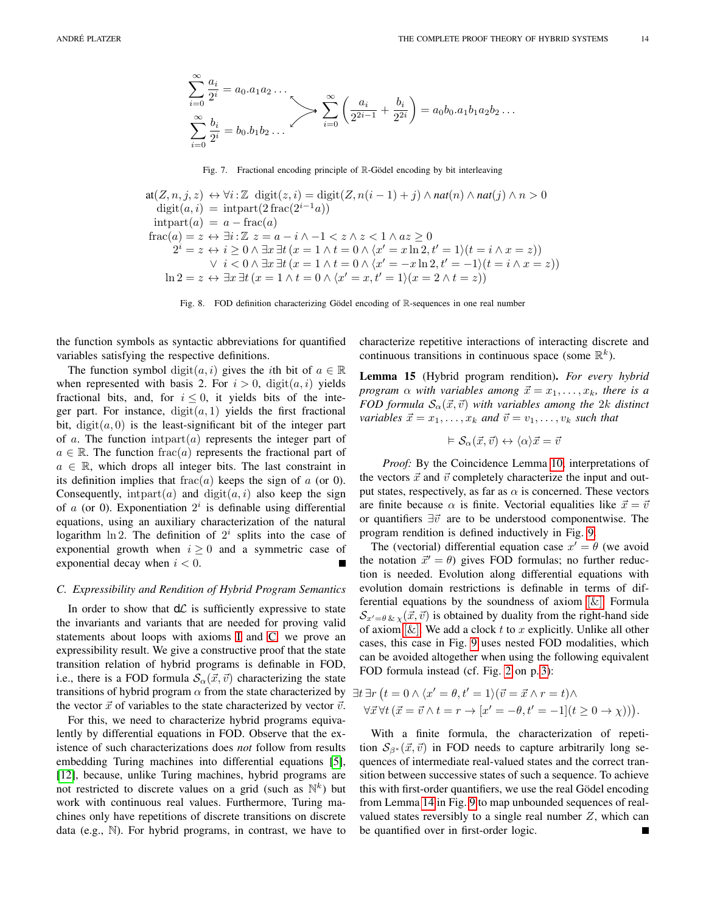$$\sum_{i=0}^{\infty} \frac{a_i}{2^i} = a_0.a_1a_2\ldots \qquad \sum_{i=0}^{\infty} \frac{b_i}{2^i} = b_0.b_1b_2\ldots \qquad \leadsto \qquad \sum_{i=0}^{\infty} \left(\frac{a_i}{2^{2i-1}} + \frac{b_i}{2^{2i}}\right) = a_0b_0.a_1b_1a_2b_2\ldots$$

Fig. 7. Fractional encoding principle of $\mathbb{R}$-Gödel encoding by bit interleaving

$$
\begin{aligned}
\mathrm{at}(Z,n,j,z) &\leftrightarrow \forall i\,{:}\,\mathbb{Z}\ \ \mathrm{digit}(z,i) = \mathrm{digit}(Z, n(i-1)+j) \land \mathit{nat}(n) \land \mathit{nat}(j) \land n > 0\\
\mathrm{digit}(a,i) &= \mathrm{intpart}(2\,\mathrm{frac}(2^{i-1}a))\\
\mathrm{intpart}(a) &= a - \mathrm{frac}(a)\\
\mathrm{frac}(a) = z &\leftrightarrow \exists i\,{:}\,\mathbb{Z}\ z = a - i \land -1 < z \land z < 1 \land az \geq 0\\
2^i = z &\leftrightarrow i \geq 0 \land \exists x\,\exists t\,(x = 1 \land t = 0 \land \langle x' = x\ln 2, t' = 1\rangle(t = i \land x = z))\\
&\quad\ \lor\ i < 0 \land \exists x\,\exists t\,(x = 1 \land t = 0 \land \langle x' = -x\ln 2, t' = -1\rangle(t = i \land x = z))\\
\ln 2 = z &\leftrightarrow \exists x\,\exists t\,(x = 1 \land t = 0 \land \langle x' = x, t' = 1\rangle(x = 2 \land t = z))
\end{aligned}
$$

Fig. 8. FOD definition characterizing Gödel encoding of $\mathbb{R}$-sequences in one real number

the function symbols as syntactic abbreviations for quantified variables satisfying the respective definitions.

The function symbol $\mathrm{digit}(a,i)$ gives the $i$th bit of $a \in \mathbb{R}$ when represented with basis 2. For $i > 0$, $\mathrm{digit}(a,i)$ yields fractional bits, and, for $i \leq 0$, it yields bits of the integer part. For instance, $\mathrm{digit}(a,1)$ yields the first fractional bit, $\mathrm{digit}(a,0)$ is the least-significant bit of the integer part of $a$. The function $\mathrm{intpart}(a)$ represents the integer part of $a \in \mathbb{R}$. The function $\mathrm{frac}(a)$ represents the fractional part of $a \in \mathbb{R}$, which drops all integer bits. The last constraint in its definition implies that $\mathrm{frac}(a)$ keeps the sign of $a$ (or 0). Consequently, $\mathrm{intpart}(a)$ and $\mathrm{digit}(a,i)$ also keep the sign of $a$ (or 0). Exponentiation $2^i$ is definable using differential equations, using an auxiliary characterization of the natural logarithm $\ln 2$. The definition of $2^i$ splits into the case of exponential growth when $i \geq 0$ and a symmetric case of exponential decay when $i < 0$. ∎

### C. Expressibility and Rendition of Hybrid Program Semantics

In order to show that d$\mathcal{L}$ is sufficiently expressive to state the invariants and variants that are needed for proving valid statements about loops with axioms I and C, we prove an expressibility result. We give a constructive proof that the state transition relation of hybrid programs is definable in FOD, i.e., there is a FOD formula $\mathcal{S}_\alpha(\vec{x},\vec{v})$ characterizing the state transitions of hybrid program $\alpha$ from the state characterized by the vector $\vec{x}$ of variables to the state characterized by vector $\vec{v}$.

For this, we need to characterize hybrid programs equivalently by differential equations in FOD. Observe that the existence of such characterizations does *not* follow from results embedding Turing machines into differential equations [5], [12], because, unlike Turing machines, hybrid programs are not restricted to discrete values on a grid (such as $\mathbb{N}^k$) but work with continuous real values. Furthermore, Turing machines only have repetitions of discrete transitions on discrete data (e.g., $\mathbb{N}$). For hybrid programs, in contrast, we have to characterize repetitive interactions of interacting discrete and continuous transitions in continuous space (some $\mathbb{R}^k$).

**Lemma 15** (Hybrid program rendition). *For every hybrid program $\alpha$ with variables among $\vec{x} = x_1,\ldots,x_k$, there is a FOD formula $\mathcal{S}_\alpha(\vec{x},\vec{v})$ with variables among the $2k$ distinct variables $\vec{x} = x_1,\ldots,x_k$ and $\vec{v} = v_1,\ldots,v_k$ such that*

$$\vDash \mathcal{S}_\alpha(\vec{x},\vec{v}) \leftrightarrow \langle\alpha\rangle\vec{x} = \vec{v}$$

*Proof:* By the Coincidence Lemma 10, interpretations of the vectors $\vec{x}$ and $\vec{v}$ completely characterize the input and output states, respectively, as far as $\alpha$ is concerned. These vectors are finite because $\alpha$ is finite. Vectorial equalities like $\vec{x} = \vec{v}$ or quantifiers $\exists\vec{v}$ are to be understood componentwise. The program rendition is defined inductively in Fig. 9.

The (vectorial) differential equation case $x' = \theta$ (we avoid the notation $\vec{x}' = \theta$) gives FOD formulas; no further reduction is needed. Evolution along differential equations with evolution domain restrictions is definable in terms of differential equations by the soundness of axiom [&]. Formula $\mathcal{S}_{x'=\theta\,\&\,\chi}(\vec{x},\vec{v})$ is obtained by duality from the right-hand side of axiom [&]. We add a clock $t$ to $x$ explicitly. Unlike all other cases, this case in Fig. 9 uses nested FOD modalities, which can be avoided altogether when using the following equivalent FOD formula instead (cf. Fig. 2 on p. 3):

$$\exists t\,\exists r\,\big(t = 0 \land \langle x' = \theta, t' = 1\rangle(\vec{v} = \vec{x} \land r = t) \land \\ \forall\vec{x}\,\forall t\,(\vec{x} = \vec{v} \land t = r \to [x' = -\theta, t' = -1](t \geq 0 \to \chi))\big).$$

With a finite formula, the characterization of repetition $\mathcal{S}_{\beta^*}(\vec{x},\vec{v})$ in FOD needs to capture arbitrarily long sequences of intermediate real-valued states and the correct transition between successive states of such a sequence. To achieve this with first-order quantifiers, we use the real Gödel encoding from Lemma 14 in Fig. 9 to map unbounded sequences of real-valued states reversibly to a single real number $Z$, which can be quantified over in first-order logic. ∎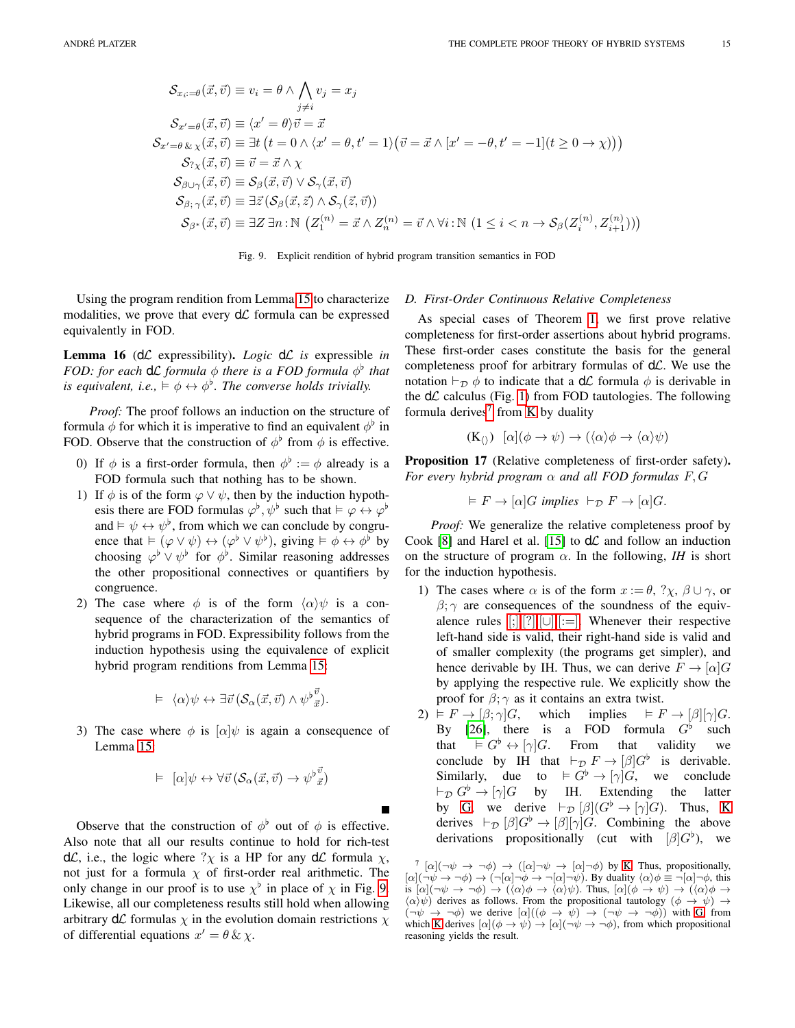$$
\begin{aligned}
\mathcal{S}_{x_i:=\theta}(\vec{x},\vec{v}) &\equiv v_i = \theta \wedge \bigwedge_{j\neq i} v_j = x_j\\
\mathcal{S}_{x'=\theta}(\vec{x},\vec{v}) &\equiv \langle x' = \theta\rangle \vec{v} = \vec{x}\\
\mathcal{S}_{x'=\theta\,\&\,\chi}(\vec{x},\vec{v}) &\equiv \exists t\,\big(t = 0 \wedge \langle x' = \theta, t' = 1\rangle\big(\vec{v} = \vec{x} \wedge [x' = -\theta, t' = -1](t \geq 0 \rightarrow \chi)\big)\big)\\
\mathcal{S}_{?\chi}(\vec{x},\vec{v}) &\equiv \vec{v} = \vec{x} \wedge \chi\\
\mathcal{S}_{\beta\cup\gamma}(\vec{x},\vec{v}) &\equiv \mathcal{S}_{\beta}(\vec{x},\vec{v}) \vee \mathcal{S}_{\gamma}(\vec{x},\vec{v})\\
\mathcal{S}_{\beta;\,\gamma}(\vec{x},\vec{v}) &\equiv \exists \vec{z}\,(\mathcal{S}_{\beta}(\vec{x},\vec{z}) \wedge \mathcal{S}_{\gamma}(\vec{z},\vec{v}))\\
\mathcal{S}_{\beta^*}(\vec{x},\vec{v}) &\equiv \exists Z\,\exists n\!:\!\mathbb{N}\,\big(Z_1^{(n)} = \vec{x} \wedge Z_n^{(n)} = \vec{v} \wedge \forall i\!:\!\mathbb{N}\,(1 \leq i < n \rightarrow \mathcal{S}_{\beta}(Z_i^{(n)}, Z_{i+1}^{(n)}))\big)
\end{aligned}
$$

Fig. 9. Explicit rendition of hybrid program transition semantics in FOD

Using the program rendition from Lemma 15 to characterize modalities, we prove that every d$\mathcal{L}$ formula can be expressed equivalently in FOD.

**Lemma 16** (d$\mathcal{L}$ expressibility)**.** *Logic d$\mathcal{L}$ is expressible in FOD: for each d$\mathcal{L}$ formula $\phi$ there is a FOD formula $\phi^\flat$ that is equivalent, i.e., $\vDash \phi \leftrightarrow \phi^\flat$. The converse holds trivially.*

*Proof:* The proof follows an induction on the structure of formula $\phi$ for which it is imperative to find an equivalent $\phi^\flat$ in FOD. Observe that the construction of $\phi^\flat$ from $\phi$ is effective.

0) If $\phi$ is a first-order formula, then $\phi^\flat := \phi$ already is a FOD formula such that nothing has to be shown.
1) If $\phi$ is of the form $\varphi \vee \psi$, then by the induction hypothesis there are FOD formulas $\varphi^\flat, \psi^\flat$ such that $\vDash \varphi \leftrightarrow \varphi^\flat$ and $\vDash \psi \leftrightarrow \psi^\flat$, from which we can conclude by congruence that $\vDash (\varphi \vee \psi) \leftrightarrow (\varphi^\flat \vee \psi^\flat)$, giving $\vDash \phi \leftrightarrow \phi^\flat$ by choosing $\varphi^\flat \vee \psi^\flat$ for $\phi^\flat$. Similar reasoning addresses the other propositional connectives or quantifiers by congruence.
2) The case where $\phi$ is of the form $\langle\alpha\rangle\psi$ is a consequence of the characterization of the semantics of hybrid programs in FOD. Expressibility follows from the induction hypothesis using the equivalence of explicit hybrid program renditions from Lemma 15:
$$\vDash\ \langle\alpha\rangle\psi \leftrightarrow \exists\vec{v}\,(\mathcal{S}_\alpha(\vec{x},\vec{v}) \wedge {\psi^\flat}_{\vec{x}}^{\vec{v}}).$$
3) The case where $\phi$ is $[\alpha]\psi$ is again a consequence of Lemma 15:
$$\vDash\ [\alpha]\psi \leftrightarrow \forall\vec{v}\,(\mathcal{S}_\alpha(\vec{x},\vec{v}) \rightarrow {\psi^\flat}_{\vec{x}}^{\vec{v}})$$

■

Observe that the construction of $\phi^\flat$ out of $\phi$ is effective. Also note that all our results continue to hold for rich-test d$\mathcal{L}$, i.e., the logic where $?\chi$ is a HP for any d$\mathcal{L}$ formula $\chi$, not just for a formula $\chi$ of first-order real arithmetic. The only change in our proof is to use $\chi^\flat$ in place of $\chi$ in Fig. 9. Likewise, all our completeness results still hold when allowing arbitrary d$\mathcal{L}$ formulas $\chi$ in the evolution domain restrictions $\chi$ of differential equations $x' = \theta\,\&\,\chi$.

### D. First-Order Continuous Relative Completeness

As special cases of Theorem 1, we first prove relative completeness for first-order assertions about hybrid programs. These first-order cases constitute the basis for the general completeness proof for arbitrary formulas of d$\mathcal{L}$. We use the notation $\vdash_{\mathcal{D}} \phi$ to indicate that a d$\mathcal{L}$ formula $\phi$ is derivable in the d$\mathcal{L}$ calculus (Fig. 1) from FOD tautologies. The following formula derives[7] from K by duality

$$(\mathrm{K}_{\langle\rangle})\quad [\alpha](\phi \rightarrow \psi) \rightarrow (\langle\alpha\rangle\phi \rightarrow \langle\alpha\rangle\psi)$$

**Proposition 17** (Relative completeness of first-order safety)**.** *For every hybrid program $\alpha$ and all FOD formulas $F, G$*

$$\vDash F \rightarrow [\alpha]G \textit{ implies } \vdash_{\mathcal{D}} F \rightarrow [\alpha]G.$$

*Proof:* We generalize the relative completeness proof by Cook [8] and Harel et al. [15] to d$\mathcal{L}$ and follow an induction on the structure of program $\alpha$. In the following, *IH* is short for the induction hypothesis.

1) The cases where $\alpha$ is of the form $x := \theta$, $?\chi$, $\beta \cup \gamma$, or $\beta; \gamma$ are consequences of the soundness of the equivalence rules [;], [?], [∪], [:=]. Whenever their respective left-hand side is valid, their right-hand side is valid and of smaller complexity (the programs get simpler), and hence derivable by IH. Thus, we can derive $F \rightarrow [\alpha]G$ by applying the respective rule. We explicitly show the proof for $\beta;\gamma$ as it contains an extra twist.
2) $\vDash F \rightarrow [\beta;\gamma]G$, which implies $\vDash F \rightarrow [\beta][\gamma]G$. By [26], there is a FOD formula $G^\flat$ such that $\vDash G^\flat \leftrightarrow [\gamma]G$. From that validity we conclude by IH that $\vdash_{\mathcal{D}} F \rightarrow [\beta]G^\flat$ is derivable. Similarly, due to $\vDash G^\flat \rightarrow [\gamma]G$, we conclude $\vdash_{\mathcal{D}} G^\flat \rightarrow [\gamma]G$ by IH. Extending the latter by G, we derive $\vdash_{\mathcal{D}} [\beta](G^\flat \rightarrow [\gamma]G)$. Thus, K derives $\vdash_{\mathcal{D}} [\beta]G^\flat \rightarrow [\beta][\gamma]G$. Combining the above derivations propositionally (cut with $[\beta]G^\flat$), we

[7] $[\alpha](\neg\psi \rightarrow \neg\phi) \rightarrow ([\alpha]\neg\psi \rightarrow [\alpha]\neg\phi)$ by K. Thus, propositionally, $[\alpha](\neg\psi \rightarrow \neg\phi) \rightarrow (\neg[\alpha]\neg\phi \rightarrow \neg[\alpha]\neg\psi)$. By duality $\langle\alpha\rangle\phi \equiv \neg[\alpha]\neg\phi$, this is $[\alpha](\neg\psi \rightarrow \neg\phi) \rightarrow (\langle\alpha\rangle\phi \rightarrow \langle\alpha\rangle\psi)$. Thus, $[\alpha](\phi \rightarrow \psi) \rightarrow (\langle\alpha\rangle\phi \rightarrow \langle\alpha\rangle\psi)$ derives as follows. From the propositional tautology $(\phi \rightarrow \psi) \rightarrow (\neg\psi \rightarrow \neg\phi)$ we derive $[\alpha]((\phi \rightarrow \psi) \rightarrow (\neg\psi \rightarrow \neg\phi))$ with G, from which K derives $[\alpha](\phi \rightarrow \psi) \rightarrow [\alpha](\neg\psi \rightarrow \neg\phi)$, from which propositional reasoning yields the result.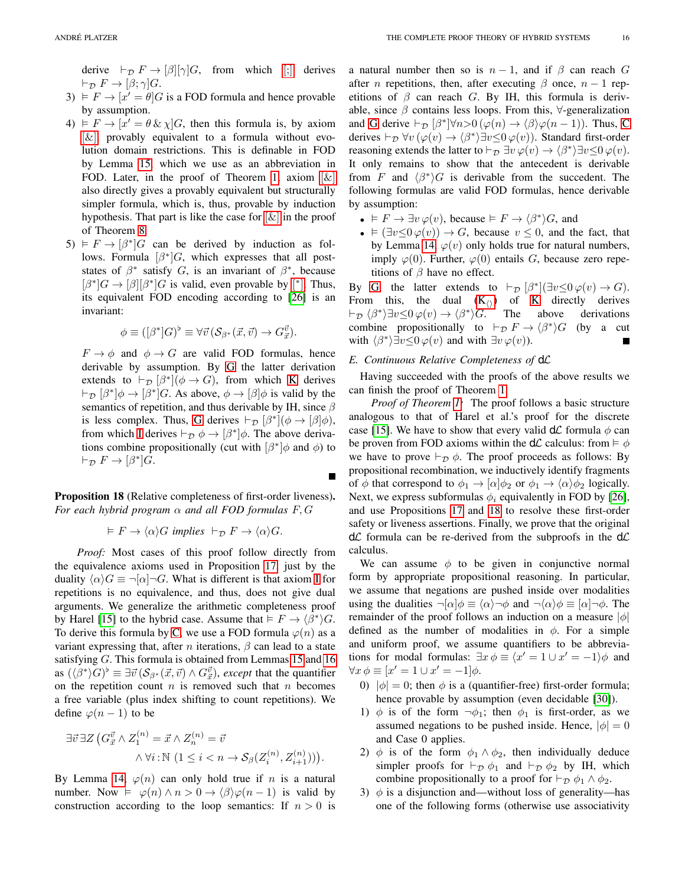derive $\vdash_{\mathcal{D}} F \to [\beta][\gamma]G$, from which [;] derives $\vdash_{\mathcal{D}} F \to [\beta;\gamma]G$.

3) $\vDash F \to [x' = \theta]G$ is a FOD formula and hence provable by assumption.
4) $\vDash F \to [x' = \theta \,\&\, \chi]G$, then this formula is, by axiom [&], provably equivalent to a formula without evolution domain restrictions. This is definable in FOD by Lemma 15 which we use as an abbreviation in FOD. Later, in the proof of Theorem 1, axiom [&] also directly gives a provably equivalent but structurally simpler formula, which is, thus, provable by induction hypothesis. That part is like the case for [&] in the proof of Theorem 8.
5) $\vDash F \to [\beta^*]G$ can be derived by induction as follows. Formula $[\beta^*]G$, which expresses that all poststates of $\beta^*$ satisfy $G$, is an invariant of $\beta^*$, because $[\beta^*]G \to [\beta][\beta^*]G$ is valid, even provable by [*]. Thus, its equivalent FOD encoding according to [26] is an invariant:

$$\phi \equiv ([\beta^*]G)^\flat \equiv \forall \vec{v}\, (\mathcal{S}_{\beta^*}(\vec{x}, \vec{v}) \to G_{\vec{x}}^{\vec{v}}).$$

$F \to \phi$ and $\phi \to G$ are valid FOD formulas, hence derivable by assumption. By G the latter derivation extends to $\vdash_{\mathcal{D}} [\beta^*](\phi \to G)$, from which K derives $\vdash_{\mathcal{D}} [\beta^*]\phi \to [\beta^*]G$. As above, $\phi \to [\beta]\phi$ is valid by the semantics of repetition, and thus derivable by IH, since $\beta$ is less complex. Thus, G derives $\vdash_{\mathcal{D}} [\beta^*](\phi \to [\beta]\phi)$, from which I derives $\vdash_{\mathcal{D}} \phi \to [\beta^*]\phi$. The above derivations combine propositionally (cut with $[\beta^*]\phi$ and $\phi$) to $\vdash_{\mathcal{D}} F \to [\beta^*]G$.

∎

**Proposition 18** (Relative completeness of first-order liveness)**.** *For each hybrid program $\alpha$ and all FOD formulas $F, G$*

$$\vDash F \to \langle\alpha\rangle G \text{ implies } \vdash_{\mathcal{D}} F \to \langle\alpha\rangle G.$$

*Proof:* Most cases of this proof follow directly from the equivalence axioms used in Proposition 17, just by the duality $\langle\alpha\rangle G \equiv \neg[\alpha]\neg G$. What is different is that axiom I for repetitions is no equivalence, and thus, does not give dual arguments. We generalize the arithmetic completeness proof by Harel [15] to the hybrid case. Assume that $\vDash F \to \langle\beta^*\rangle G$. To derive this formula by C, we use a FOD formula $\varphi(n)$ as a variant expressing that, after $n$ iterations, $\beta$ can lead to a state satisfying $G$. This formula is obtained from Lemmas 15 and 16 as $(\langle\beta^*\rangle G)^\flat \equiv \exists \vec{v}\, (\mathcal{S}_{\beta^*}(\vec{x}, \vec{v}) \wedge G_{\vec{x}}^{\vec{v}})$, *except* that the quantifier on the repetition count $n$ is removed such that $n$ becomes a free variable (plus index shifting to count repetitions). We define $\varphi(n-1)$ to be

$$\exists \vec{v}\, \exists Z\, \big(G_{\vec{x}}^{\vec{v}} \wedge Z_1^{(n)} = \vec{x} \wedge Z_n^{(n)} = \vec{v} \\ \wedge \forall i\,{:}\,\mathbb{N}\ (1 \leq i < n \to \mathcal{S}_\beta(Z_i^{(n)}, Z_{i+1}^{(n)}))\big).$$

By Lemma 14, $\varphi(n)$ can only hold true if $n$ is a natural number. Now $\vDash \varphi(n) \wedge n > 0 \to \langle\beta\rangle\varphi(n-1)$ is valid by construction according to the loop semantics: If $n > 0$ is a natural number then so is $n-1$, and if $\beta$ can reach $G$ after $n$ repetitions, then, after executing $\beta$ once, $n-1$ repetitions of $\beta$ can reach $G$. By IH, this formula is derivable, since $\beta$ contains less loops. From this, $\forall$-generalization and G derive $\vdash_{\mathcal{D}} [\beta^*]\forall n{>}0\, (\varphi(n) \to \langle\beta\rangle\varphi(n-1))$. Thus, C derives $\vdash_{\mathcal{D}} \forall v\, (\varphi(v) \to \langle\beta^*\rangle\exists v{\leq}0\, \varphi(v))$. Standard first-order reasoning extends the latter to $\vdash_{\mathcal{D}} \exists v\, \varphi(v) \to \langle\beta^*\rangle\exists v{\leq}0\, \varphi(v)$. It only remains to show that the antecedent is derivable from $F$ and $\langle\beta^*\rangle G$ is derivable from the succedent. The following formulas are valid FOD formulas, hence derivable by assumption:

- $\vDash F \to \exists v\, \varphi(v)$, because $\vDash F \to \langle\beta^*\rangle G$, and
- $\vDash (\exists v{\leq}0\, \varphi(v)) \to G$, because $v \leq 0$, and the fact, that by Lemma 14 $\varphi(v)$ only holds true for natural numbers, imply $\varphi(0)$. Further, $\varphi(0)$ entails $G$, because zero repetitions of $\beta$ have no effect.

By G the latter extends to $\vdash_{\mathcal{D}} [\beta^*](\exists v{\leq}0\, \varphi(v) \to G)$. From this, the dual ($\mathrm{K}_{\langle\rangle}$) of K directly derives $\vdash_{\mathcal{D}} \langle\beta^*\rangle\exists v{\leq}0\, \varphi(v) \to \langle\beta^*\rangle G$. The above derivations combine propositionally to $\vdash_{\mathcal{D}} F \to \langle\beta^*\rangle G$ (by a cut with $\langle\beta^*\rangle\exists v{\leq}0\, \varphi(v)$ and with $\exists v\, \varphi(v)$). ∎

### E. Continuous Relative Completeness of d$\mathcal{L}$

Having succeeded with the proofs of the above results we can finish the proof of Theorem 1.

*Proof of Theorem 1:* The proof follows a basic structure analogous to that of Harel et al.'s proof for the discrete case [15]. We have to show that every valid d$\mathcal{L}$ formula $\phi$ can be proven from FOD axioms within the d$\mathcal{L}$ calculus: from $\vDash \phi$ we have to prove $\vdash_{\mathcal{D}} \phi$. The proof proceeds as follows: By propositional recombination, we inductively identify fragments of $\phi$ that correspond to $\phi_1 \to [\alpha]\phi_2$ or $\phi_1 \to \langle\alpha\rangle\phi_2$ logically. Next, we express subformulas $\phi_i$ equivalently in FOD by [26], and use Propositions 17 and 18 to resolve these first-order safety or liveness assertions. Finally, we prove that the original d$\mathcal{L}$ formula can be re-derived from the subproofs in the d$\mathcal{L}$ calculus.

We can assume $\phi$ to be given in conjunctive normal form by appropriate propositional reasoning. In particular, we assume that negations are pushed inside over modalities using the dualities $\neg[\alpha]\phi \equiv \langle\alpha\rangle\neg\phi$ and $\neg\langle\alpha\rangle\phi \equiv [\alpha]\neg\phi$. The remainder of the proof follows an induction on a measure $|\phi|$ defined as the number of modalities in $\phi$. For a simple and uniform proof, we assume quantifiers to be abbreviations for modal formulas: $\exists x\, \phi \equiv \langle x' = 1 \cup x' = -1\rangle\phi$ and $\forall x\, \phi \equiv [x' = 1 \cup x' = -1]\phi$.

0) $|\phi| = 0$; then $\phi$ is a (quantifier-free) first-order formula; hence provable by assumption (even decidable [30]).
1) $\phi$ is of the form $\neg\phi_1$; then $\phi_1$ is first-order, as we assumed negations to be pushed inside. Hence, $|\phi| = 0$ and Case 0 applies.
2) $\phi$ is of the form $\phi_1 \wedge \phi_2$, then individually deduce simpler proofs for $\vdash_{\mathcal{D}} \phi_1$ and $\vdash_{\mathcal{D}} \phi_2$ by IH, which combine propositionally to a proof for $\vdash_{\mathcal{D}} \phi_1 \wedge \phi_2$.
3) $\phi$ is a disjunction and—without loss of generality—has one of the following forms (otherwise use associativity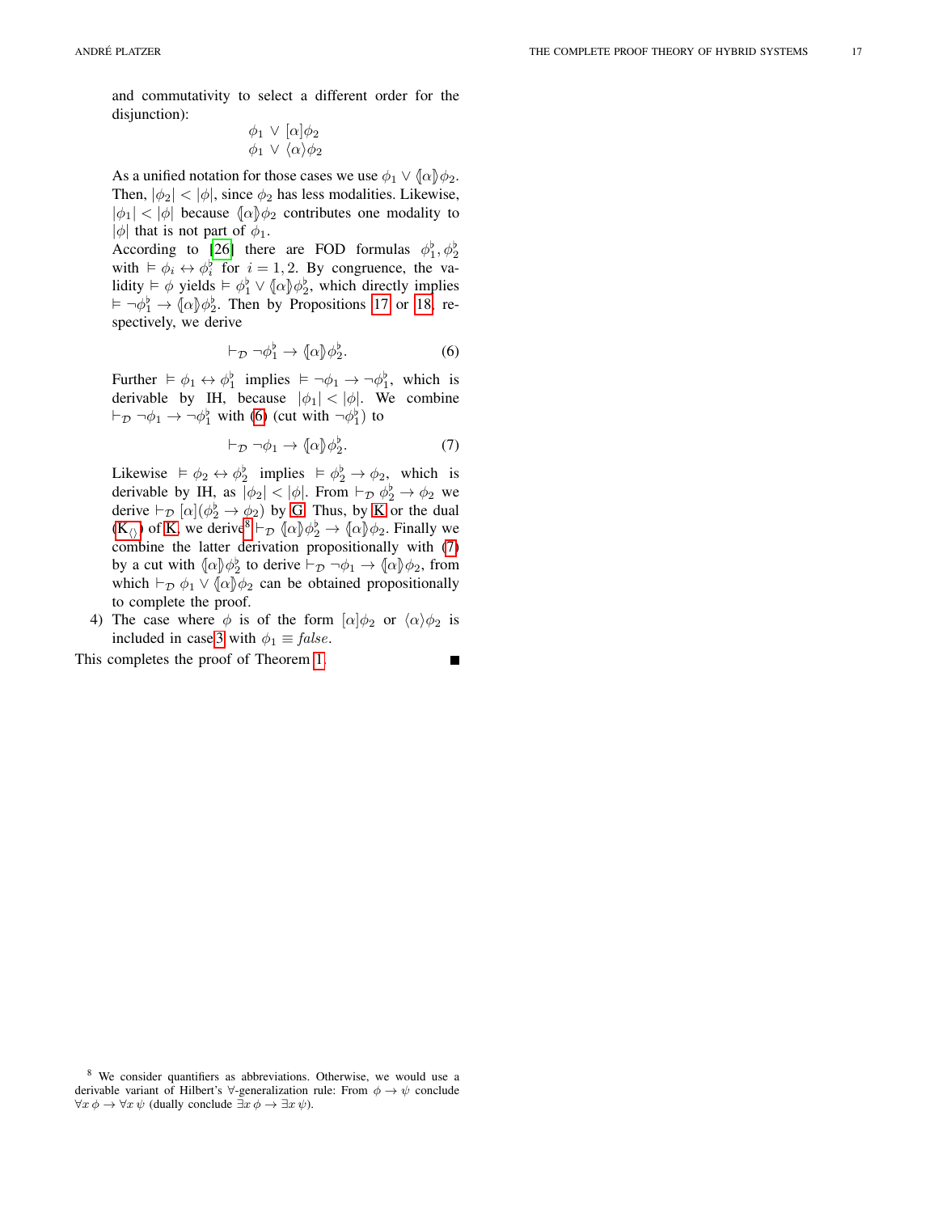and commutativity to select a different order for the disjunction):

$$\phi_1 \lor [\alpha]\phi_2$$
$$\phi_1 \lor \langle\alpha\rangle\phi_2$$

As a unified notation for those cases we use $\phi_1 \lor \langle\!\![\alpha]\!\!\rangle\phi_2$. Then, $|\phi_2| < |\phi|$, since $\phi_2$ has less modalities. Likewise, $|\phi_1| < |\phi|$ because $\langle\!\![\alpha]\!\!\rangle\phi_2$ contributes one modality to $|\phi|$ that is not part of $\phi_1$.

According to [26] there are FOD formulas $\phi_1^\flat, \phi_2^\flat$ with $\vDash \phi_i \leftrightarrow \phi_i^\flat$ for $i = 1, 2$. By congruence, the validity $\vDash \phi$ yields $\vDash \phi_1^\flat \lor \langle\!\![\alpha]\!\!\rangle\phi_2^\flat$, which directly implies $\vDash \neg\phi_1^\flat \to \langle\!\![\alpha]\!\!\rangle\phi_2^\flat$. Then by Propositions 17 or 18, respectively, we derive

$$\vdash_{\mathcal{D}} \neg\phi_1^\flat \to \langle\!\![\alpha]\!\!\rangle\phi_2^\flat. \tag{6}$$

Further $\vDash \phi_1 \leftrightarrow \phi_1^\flat$ implies $\vDash \neg\phi_1 \to \neg\phi_1^\flat$, which is derivable by IH, because $|\phi_1| < |\phi|$. We combine $\vdash_{\mathcal{D}} \neg\phi_1 \to \neg\phi_1^\flat$ with (6) (cut with $\neg\phi_1^\flat$) to

$$\vdash_{\mathcal{D}} \neg\phi_1 \to \langle\!\![\alpha]\!\!\rangle\phi_2^\flat. \tag{7}$$

Likewise $\vDash \phi_2 \leftrightarrow \phi_2^\flat$ implies $\vDash \phi_2^\flat \to \phi_2$, which is derivable by IH, as $|\phi_2| < |\phi|$. From $\vdash_{\mathcal{D}} \phi_2^\flat \to \phi_2$ we derive $\vdash_{\mathcal{D}} [\alpha](\phi_2^\flat \to \phi_2)$ by G. Thus, by K or the dual ($K_{\langle\rangle}$) of K, we derive[8] $\vdash_{\mathcal{D}} \langle\!\![\alpha]\!\!\rangle\phi_2^\flat \to \langle\!\![\alpha]\!\!\rangle\phi_2$. Finally we combine the latter derivation propositionally with (7) by a cut with $\langle\!\![\alpha]\!\!\rangle\phi_2^\flat$ to derive $\vdash_{\mathcal{D}} \neg\phi_1 \to \langle\!\![\alpha]\!\!\rangle\phi_2$, from which $\vdash_{\mathcal{D}} \phi_1 \lor \langle\!\![\alpha]\!\!\rangle\phi_2$ can be obtained propositionally to complete the proof.

4) The case where $\phi$ is of the form $[\alpha]\phi_2$ or $\langle\alpha\rangle\phi_2$ is included in case 3 with $\phi_1 \equiv \mathit{false}$.

This completes the proof of Theorem 1. ∎

[8] We consider quantifiers as abbreviations. Otherwise, we would use a derivable variant of Hilbert's $\forall$-generalization rule: From $\phi \to \psi$ conclude $\forall x\, \phi \to \forall x\, \psi$ (dually conclude $\exists x\, \phi \to \exists x\, \psi$).